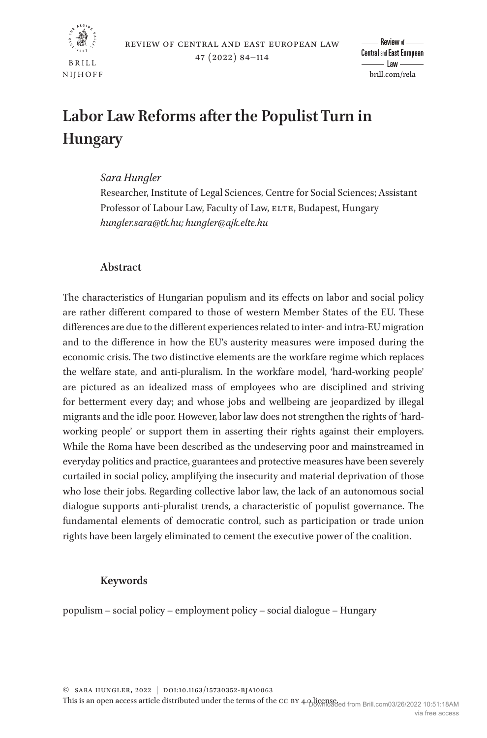# Labor Law Reforms after the Populist Turn in Hungary

*Sara Hungler*
Researcher, Institute of Legal Sciences, Centre for Social Sciences; Assistant Professor of Labour Law, Faculty of Law, ELTE, Budapest, Hungary
*hungler.sara@tk.hu; hungler@ajk.elte.hu*

## Abstract

The characteristics of Hungarian populism and its effects on labor and social policy are rather different compared to those of western Member States of the EU. These differences are due to the different experiences related to inter- and intra-EU migration and to the difference in how the EU's austerity measures were imposed during the economic crisis. The two distinctive elements are the workfare regime which replaces the welfare state, and anti-pluralism. In the workfare model, 'hard-working people' are pictured as an idealized mass of employees who are disciplined and striving for betterment every day; and whose jobs and wellbeing are jeopardized by illegal migrants and the idle poor. However, labor law does not strengthen the rights of 'hard-working people' or support them in asserting their rights against their employers. While the Roma have been described as the undeserving poor and mainstreamed in everyday politics and practice, guarantees and protective measures have been severely curtailed in social policy, amplifying the insecurity and material deprivation of those who lose their jobs. Regarding collective labor law, the lack of an autonomous social dialogue supports anti-pluralist trends, a characteristic of populist governance. The fundamental elements of democratic control, such as participation or trade union rights have been largely eliminated to cement the executive power of the coalition.

## Keywords

populism – social policy – employment policy – social dialogue – Hungary

© Sara Hungler, 2022 | doi:10.1163/15730352-bja10063
This is an open access article distributed under the terms of the CC BY 4.0 license.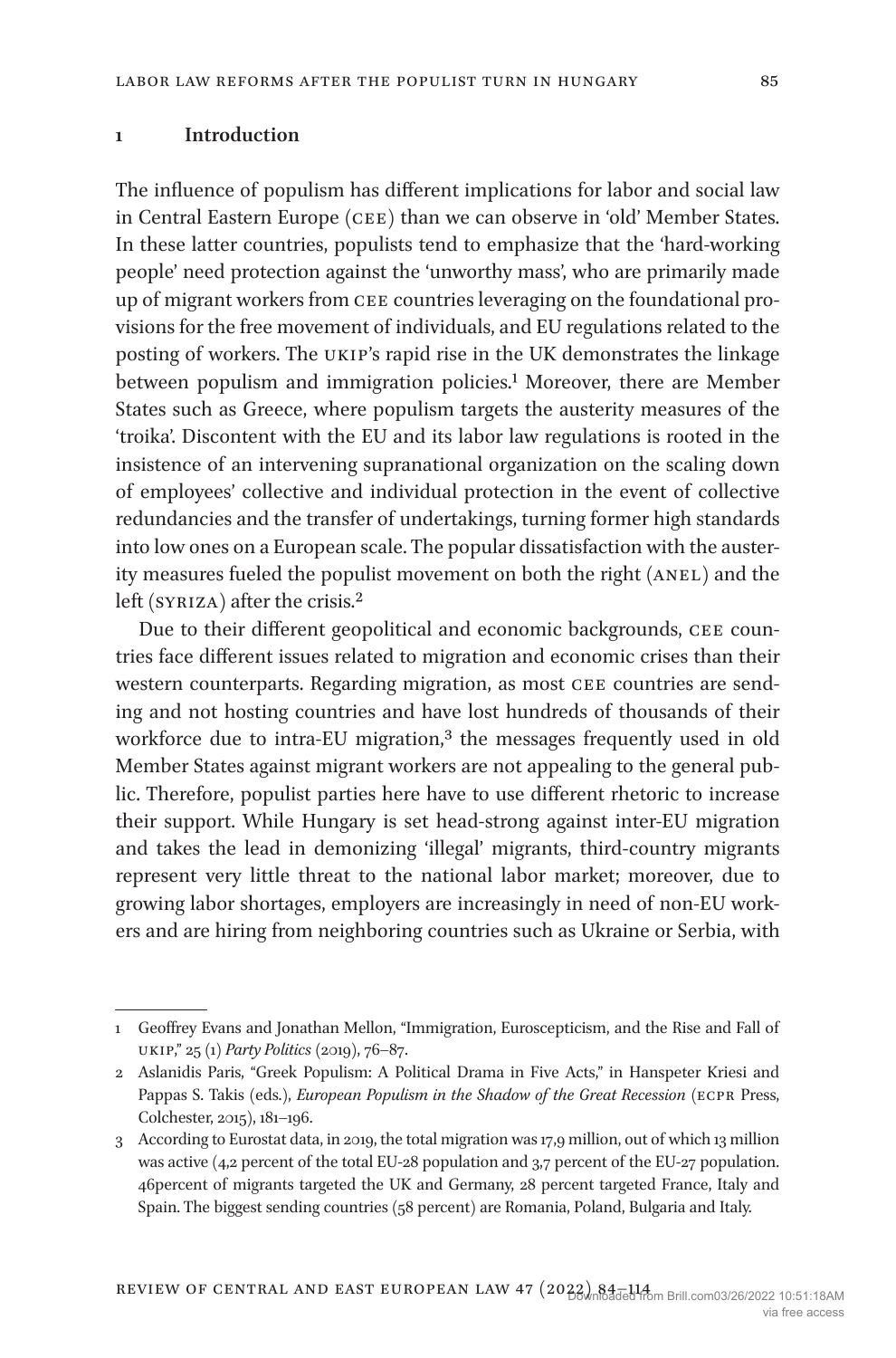## 1 Introduction

The influence of populism has different implications for labor and social law in Central Eastern Europe (CEE) than we can observe in 'old' Member States. In these latter countries, populists tend to emphasize that the 'hard-working people' need protection against the 'unworthy mass', who are primarily made up of migrant workers from CEE countries leveraging on the foundational provisions for the free movement of individuals, and EU regulations related to the posting of workers. The UKIP's rapid rise in the UK demonstrates the linkage between populism and immigration policies.[1] Moreover, there are Member States such as Greece, where populism targets the austerity measures of the 'troika'. Discontent with the EU and its labor law regulations is rooted in the insistence of an intervening supranational organization on the scaling down of employees' collective and individual protection in the event of collective redundancies and the transfer of undertakings, turning former high standards into low ones on a European scale. The popular dissatisfaction with the austerity measures fueled the populist movement on both the right (ANEL) and the left (SYRIZA) after the crisis.[2]

Due to their different geopolitical and economic backgrounds, CEE countries face different issues related to migration and economic crises than their western counterparts. Regarding migration, as most CEE countries are sending and not hosting countries and have lost hundreds of thousands of their workforce due to intra-EU migration,[3] the messages frequently used in old Member States against migrant workers are not appealing to the general public. Therefore, populist parties here have to use different rhetoric to increase their support. While Hungary is set head-strong against inter-EU migration and takes the lead in demonizing 'illegal' migrants, third-country migrants represent very little threat to the national labor market; moreover, due to growing labor shortages, employers are increasingly in need of non-EU workers and are hiring from neighboring countries such as Ukraine or Serbia, with

---

1 Geoffrey Evans and Jonathan Mellon, "Immigration, Euroscepticism, and the Rise and Fall of UKIP," 25 (1) *Party Politics* (2019), 76–87.

2 Aslanidis Paris, "Greek Populism: A Political Drama in Five Acts," in Hanspeter Kriesi and Pappas S. Takis (eds.), *European Populism in the Shadow of the Great Recession* (ECPR Press, Colchester, 2015), 181–196.

3 According to Eurostat data, in 2019, the total migration was 17,9 million, out of which 13 million was active (4,2 percent of the total EU-28 population and 3,7 percent of the EU-27 population. 46percent of migrants targeted the UK and Germany, 28 percent targeted France, Italy and Spain. The biggest sending countries (58 percent) are Romania, Poland, Bulgaria and Italy.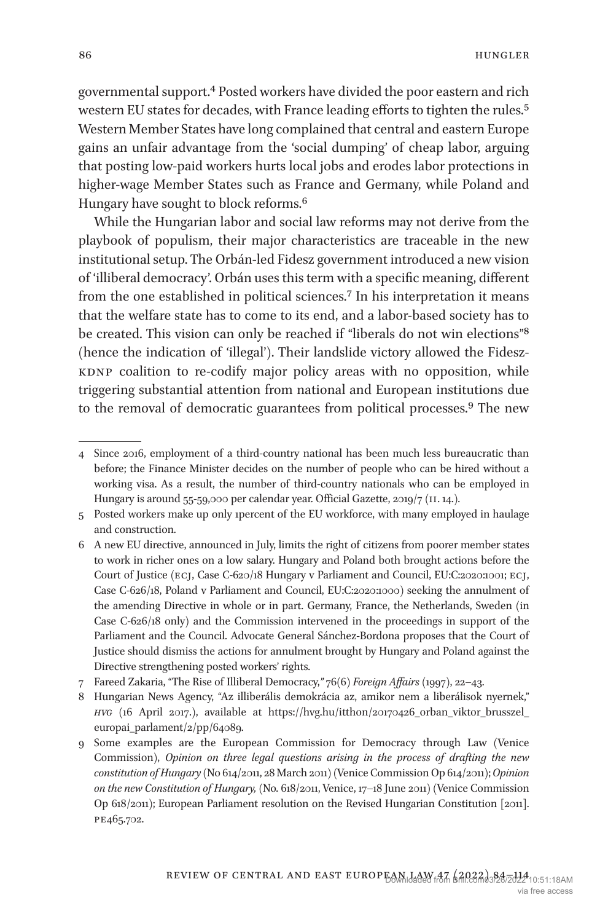governmental support.[4] Posted workers have divided the poor eastern and rich western EU states for decades, with France leading efforts to tighten the rules.[5] Western Member States have long complained that central and eastern Europe gains an unfair advantage from the 'social dumping' of cheap labor, arguing that posting low-paid workers hurts local jobs and erodes labor protections in higher-wage Member States such as France and Germany, while Poland and Hungary have sought to block reforms.[6]

While the Hungarian labor and social law reforms may not derive from the playbook of populism, their major characteristics are traceable in the new institutional setup. The Orbán-led Fidesz government introduced a new vision of 'illiberal democracy'. Orbán uses this term with a specific meaning, different from the one established in political sciences.[7] In his interpretation it means that the welfare state has to come to its end, and a labor-based society has to be created. This vision can only be reached if "liberals do not win elections"[8] (hence the indication of 'illegal'). Their landslide victory allowed the Fidesz-KDNP coalition to re-codify major policy areas with no opposition, while triggering substantial attention from national and European institutions due to the removal of democratic guarantees from political processes.[9] The new

---

4 Since 2016, employment of a third-country national has been much less bureaucratic than before; the Finance Minister decides on the number of people who can be hired without a working visa. As a result, the number of third-country nationals who can be employed in Hungary is around 55-59,000 per calendar year. Official Gazette, 2019/7 (II. 14.).

5 Posted workers make up only 1percent of the EU workforce, with many employed in haulage and construction.

6 A new EU directive, announced in July, limits the right of citizens from poorer member states to work in richer ones on a low salary. Hungary and Poland both brought actions before the Court of Justice (ECJ, Case C-620/18 Hungary v Parliament and Council, EU:C:2020:1001; ECJ, Case C-626/18, Poland v Parliament and Council, EU:C:2020:1000) seeking the annulment of the amending Directive in whole or in part. Germany, France, the Netherlands, Sweden (in Case C-626/18 only) and the Commission intervened in the proceedings in support of the Parliament and the Council. Advocate General Sánchez-Bordona proposes that the Court of Justice should dismiss the actions for annulment brought by Hungary and Poland against the Directive strengthening posted workers' rights.

7 Fareed Zakaria, "The Rise of Illiberal Democracy," 76(6) *Foreign Affairs* (1997), 22–43.

8 Hungarian News Agency, "Az illiberális demokrácia az, amikor nem a liberálisok nyernek," *HVG* (16 April 2017.), available at https://hvg.hu/itthon/20170426_orban_viktor_brusszel_europai_parlament/2/pp/64089.

9 Some examples are the European Commission for Democracy through Law (Venice Commission), *Opinion on three legal questions arising in the process of drafting the new constitution of Hungary* (No 614/2011, 28 March 2011) (Venice Commission Op 614/2011); *Opinion on the new Constitution of Hungary,* (No. 618/2011, Venice, 17–18 June 2011) (Venice Commission Op 618/2011); European Parliament resolution on the Revised Hungarian Constitution [2011]. PE465.702.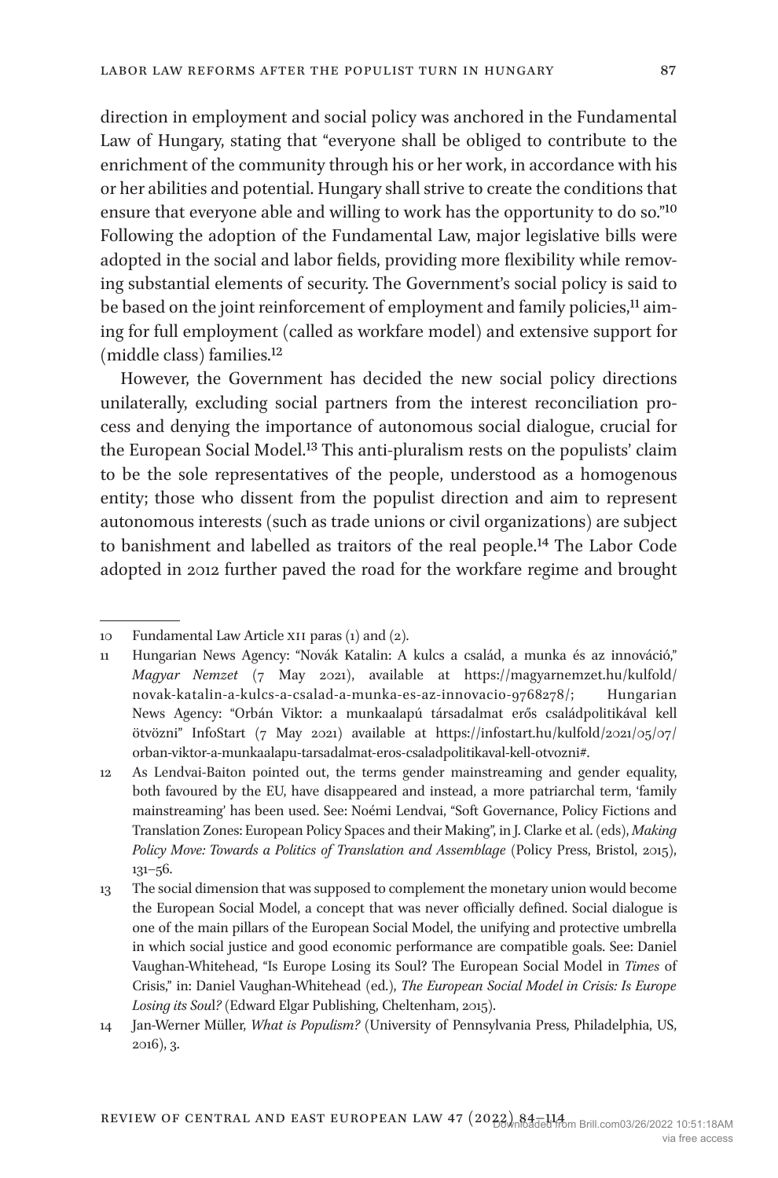direction in employment and social policy was anchored in the Fundamental Law of Hungary, stating that "everyone shall be obliged to contribute to the enrichment of the community through his or her work, in accordance with his or her abilities and potential. Hungary shall strive to create the conditions that ensure that everyone able and willing to work has the opportunity to do so."[10] Following the adoption of the Fundamental Law, major legislative bills were adopted in the social and labor fields, providing more flexibility while removing substantial elements of security. The Government's social policy is said to be based on the joint reinforcement of employment and family policies,[11] aiming for full employment (called as workfare model) and extensive support for (middle class) families.[12]

However, the Government has decided the new social policy directions unilaterally, excluding social partners from the interest reconciliation process and denying the importance of autonomous social dialogue, crucial for the European Social Model.[13] This anti-pluralism rests on the populists' claim to be the sole representatives of the people, understood as a homogenous entity; those who dissent from the populist direction and aim to represent autonomous interests (such as trade unions or civil organizations) are subject to banishment and labelled as traitors of the real people.[14] The Labor Code adopted in 2012 further paved the road for the workfare regime and brought

---

10 Fundamental Law Article XII paras (1) and (2).

11 Hungarian News Agency: "Novák Katalin: A kulcs a család, a munka és az innováció," *Magyar Nemzet* (7 May 2021), available at https://magyarnemzet.hu/kulfold/novak-katalin-a-kulcs-a-csalad-a-munka-es-az-innovacio-9768278/; Hungarian News Agency: "Orbán Viktor: a munkaalapú társadalmat erős családpolitikával kell ötvözni" InfoStart (7 May 2021) available at https://infostart.hu/kulfold/2021/05/07/orban-viktor-a-munkaalapu-tarsadalmat-eros-csaladpolitikaval-kell-otvozni#.

12 As Lendvai-Baiton pointed out, the terms gender mainstreaming and gender equality, both favoured by the EU, have disappeared and instead, a more patriarchal term, 'family mainstreaming' has been used. See: Noémi Lendvai, "Soft Governance, Policy Fictions and Translation Zones: European Policy Spaces and their Making", in J. Clarke et al. (eds), *Making Policy Move: Towards a Politics of Translation and Assemblage* (Policy Press, Bristol, 2015), 131–56.

13 The social dimension that was supposed to complement the monetary union would become the European Social Model, a concept that was never officially defined. Social dialogue is one of the main pillars of the European Social Model, the unifying and protective umbrella in which social justice and good economic performance are compatible goals. See: Daniel Vaughan-Whitehead, "Is Europe Losing its Soul? The European Social Model in *Times* of Crisis," in: Daniel Vaughan-Whitehead (ed.), *The European Social Model in Crisis: Is Europe Losing its Soul?* (Edward Elgar Publishing, Cheltenham, 2015).

14 Jan-Werner Müller, *What is Populism?* (University of Pennsylvania Press, Philadelphia, US, 2016), 3.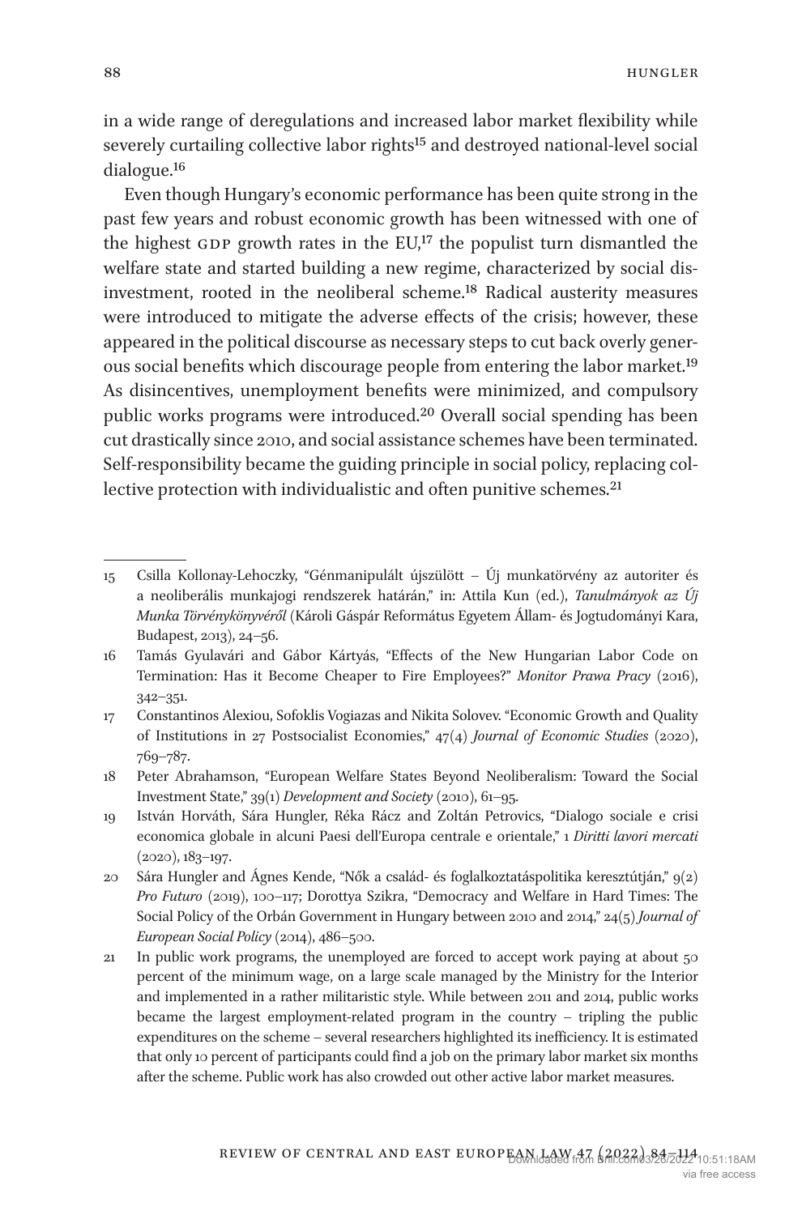in a wide range of deregulations and increased labor market flexibility while severely curtailing collective labor rights[15] and destroyed national-level social dialogue.[16]

Even though Hungary's economic performance has been quite strong in the past few years and robust economic growth has been witnessed with one of the highest GDP growth rates in the EU,[17] the populist turn dismantled the welfare state and started building a new regime, characterized by social disinvestment, rooted in the neoliberal scheme.[18] Radical austerity measures were introduced to mitigate the adverse effects of the crisis; however, these appeared in the political discourse as necessary steps to cut back overly generous social benefits which discourage people from entering the labor market.[19] As disincentives, unemployment benefits were minimized, and compulsory public works programs were introduced.[20] Overall social spending has been cut drastically since 2010, and social assistance schemes have been terminated. Self-responsibility became the guiding principle in social policy, replacing collective protection with individualistic and often punitive schemes.[21]

---

15 Csilla Kollonay-Lehoczky, "Génmanipulált újszülött – Új munkatörvény az autoriter és a neoliberális munkajogi rendszerek határán," in: Attila Kun (ed.), *Tanulmányok az Új Munka Törvénykönyvéről* (Károli Gáspár Református Egyetem Állam- és Jogtudományi Kara, Budapest, 2013), 24–56.

16 Tamás Gyulavári and Gábor Kártyás, "Effects of the New Hungarian Labor Code on Termination: Has it Become Cheaper to Fire Employees?" *Monitor Prawa Pracy* (2016), 342–351.

17 Constantinos Alexiou, Sofoklis Vogiazas and Nikita Solovev. "Economic Growth and Quality of Institutions in 27 Postsocialist Economies," 47(4) *Journal of Economic Studies* (2020), 769–787.

18 Peter Abrahamson, "European Welfare States Beyond Neoliberalism: Toward the Social Investment State," 39(1) *Development and Society* (2010), 61–95.

19 István Horváth, Sára Hungler, Réka Rácz and Zoltán Petrovics, "Dialogo sociale e crisi economica globale in alcuni Paesi dell'Europa centrale e orientale," 1 *Diritti lavori mercati* (2020), 183–197.

20 Sára Hungler and Ágnes Kende, "Nők a család- és foglalkoztatáspolitika keresztútján," 9(2) *Pro Futuro* (2019), 100–117; Dorottya Szikra, "Democracy and Welfare in Hard Times: The Social Policy of the Orbán Government in Hungary between 2010 and 2014," 24(5) *Journal of European Social Policy* (2014), 486–500.

21 In public work programs, the unemployed are forced to accept work paying at about 50 percent of the minimum wage, on a large scale managed by the Ministry for the Interior and implemented in a rather militaristic style. While between 2011 and 2014, public works became the largest employment-related program in the country – tripling the public expenditures on the scheme – several researchers highlighted its inefficiency. It is estimated that only 10 percent of participants could find a job on the primary labor market six months after the scheme. Public work has also crowded out other active labor market measures.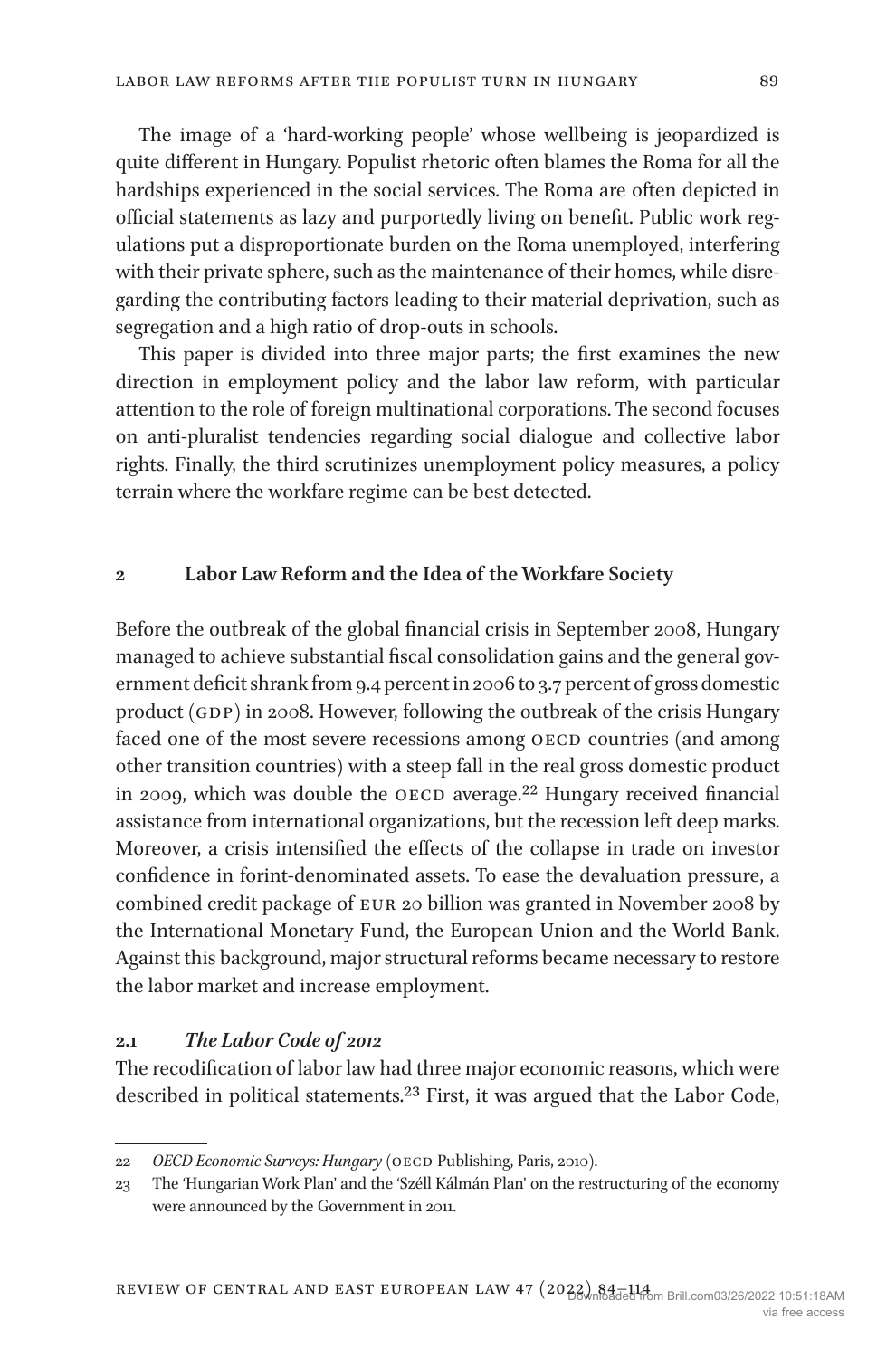The image of a 'hard-working people' whose wellbeing is jeopardized is quite different in Hungary. Populist rhetoric often blames the Roma for all the hardships experienced in the social services. The Roma are often depicted in official statements as lazy and purportedly living on benefit. Public work regulations put a disproportionate burden on the Roma unemployed, interfering with their private sphere, such as the maintenance of their homes, while disregarding the contributing factors leading to their material deprivation, such as segregation and a high ratio of drop-outs in schools.

This paper is divided into three major parts; the first examines the new direction in employment policy and the labor law reform, with particular attention to the role of foreign multinational corporations. The second focuses on anti-pluralist tendencies regarding social dialogue and collective labor rights. Finally, the third scrutinizes unemployment policy measures, a policy terrain where the workfare regime can be best detected.

## 2 Labor Law Reform and the Idea of the Workfare Society

Before the outbreak of the global financial crisis in September 2008, Hungary managed to achieve substantial fiscal consolidation gains and the general government deficit shrank from 9.4 percent in 2006 to 3.7 percent of gross domestic product (GDP) in 2008. However, following the outbreak of the crisis Hungary faced one of the most severe recessions among OECD countries (and among other transition countries) with a steep fall in the real gross domestic product in 2009, which was double the OECD average.[22] Hungary received financial assistance from international organizations, but the recession left deep marks. Moreover, a crisis intensified the effects of the collapse in trade on investor confidence in forint-denominated assets. To ease the devaluation pressure, a combined credit package of EUR 20 billion was granted in November 2008 by the International Monetary Fund, the European Union and the World Bank. Against this background, major structural reforms became necessary to restore the labor market and increase employment.

### 2.1 *The Labor Code of 2012*

The recodification of labor law had three major economic reasons, which were described in political statements.[23] First, it was argued that the Labor Code,

---

22 *OECD Economic Surveys: Hungary* (OECD Publishing, Paris, 2010).

23 The 'Hungarian Work Plan' and the 'Széll Kálmán Plan' on the restructuring of the economy were announced by the Government in 2011.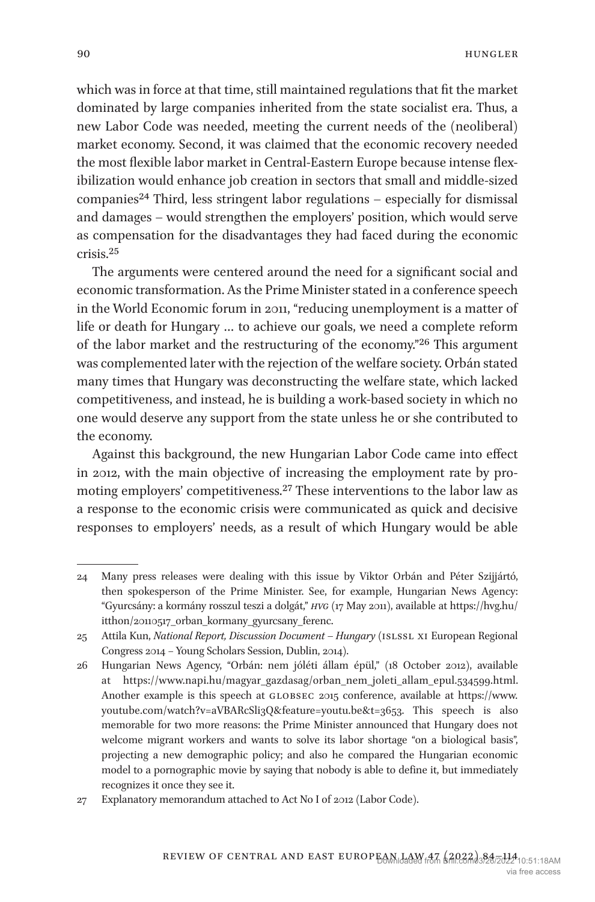which was in force at that time, still maintained regulations that fit the market dominated by large companies inherited from the state socialist era. Thus, a new Labor Code was needed, meeting the current needs of the (neoliberal) market economy. Second, it was claimed that the economic recovery needed the most flexible labor market in Central-Eastern Europe because intense flexibilization would enhance job creation in sectors that small and middle-sized companies[24] Third, less stringent labor regulations – especially for dismissal and damages – would strengthen the employers' position, which would serve as compensation for the disadvantages they had faced during the economic crisis.[25]

The arguments were centered around the need for a significant social and economic transformation. As the Prime Minister stated in a conference speech in the World Economic forum in 2011, "reducing unemployment is a matter of life or death for Hungary … to achieve our goals, we need a complete reform of the labor market and the restructuring of the economy."[26] This argument was complemented later with the rejection of the welfare society. Orbán stated many times that Hungary was deconstructing the welfare state, which lacked competitiveness, and instead, he is building a work-based society in which no one would deserve any support from the state unless he or she contributed to the economy.

Against this background, the new Hungarian Labor Code came into effect in 2012, with the main objective of increasing the employment rate by promoting employers' competitiveness.[27] These interventions to the labor law as a response to the economic crisis were communicated as quick and decisive responses to employers' needs, as a result of which Hungary would be able

---

24 Many press releases were dealing with this issue by Viktor Orbán and Péter Szijjártó, then spokesperson of the Prime Minister. See, for example, Hungarian News Agency: "Gyurcsány: a kormány rosszul teszi a dolgát," *HVG* (17 May 2011), available at https://hvg.hu/itthon/20110517_orban_kormany_gyurcsany_ferenc.

25 Attila Kun, *National Report, Discussion Document – Hungary* (ISLSSL XI European Regional Congress 2014 – Young Scholars Session, Dublin, 2014).

26 Hungarian News Agency, "Orbán: nem jóléti állam épül," (18 October 2012), available at https://www.napi.hu/magyar_gazdasag/orban_nem_joleti_allam_epul.534599.html. Another example is this speech at GLOBSEC 2015 conference, available at https://www.youtube.com/watch?v=aVBARcSli3Q&feature=youtu.be&t=3653. This speech is also memorable for two more reasons: the Prime Minister announced that Hungary does not welcome migrant workers and wants to solve its labor shortage "on a biological basis", projecting a new demographic policy; and also he compared the Hungarian economic model to a pornographic movie by saying that nobody is able to define it, but immediately recognizes it once they see it.

27 Explanatory memorandum attached to Act No I of 2012 (Labor Code).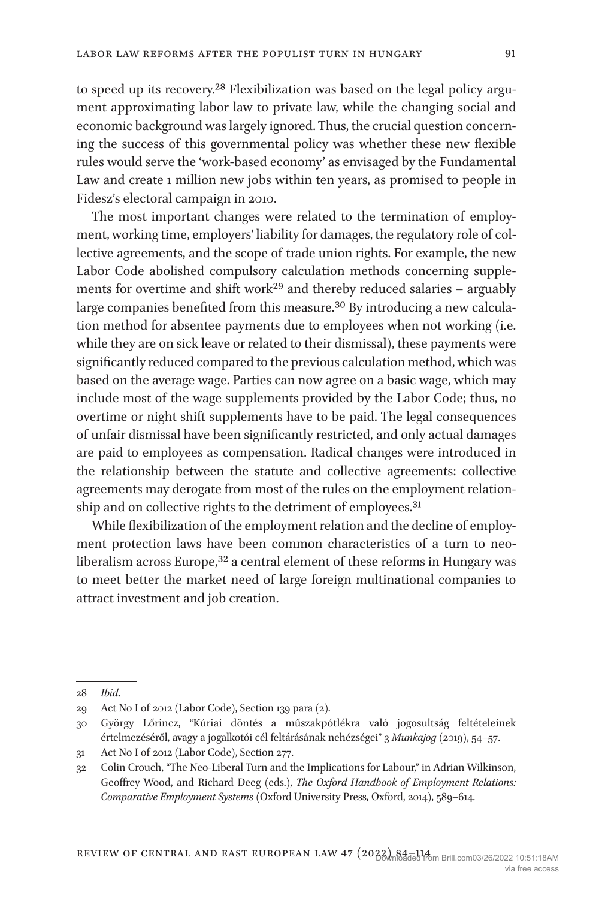to speed up its recovery.[28] Flexibilization was based on the legal policy argument approximating labor law to private law, while the changing social and economic background was largely ignored. Thus, the crucial question concerning the success of this governmental policy was whether these new flexible rules would serve the 'work-based economy' as envisaged by the Fundamental Law and create 1 million new jobs within ten years, as promised to people in Fidesz's electoral campaign in 2010.

The most important changes were related to the termination of employment, working time, employers' liability for damages, the regulatory role of collective agreements, and the scope of trade union rights. For example, the new Labor Code abolished compulsory calculation methods concerning supplements for overtime and shift work[29] and thereby reduced salaries – arguably large companies benefited from this measure.[30] By introducing a new calculation method for absentee payments due to employees when not working (i.e. while they are on sick leave or related to their dismissal), these payments were significantly reduced compared to the previous calculation method, which was based on the average wage. Parties can now agree on a basic wage, which may include most of the wage supplements provided by the Labor Code; thus, no overtime or night shift supplements have to be paid. The legal consequences of unfair dismissal have been significantly restricted, and only actual damages are paid to employees as compensation. Radical changes were introduced in the relationship between the statute and collective agreements: collective agreements may derogate from most of the rules on the employment relationship and on collective rights to the detriment of employees.[31]

While flexibilization of the employment relation and the decline of employment protection laws have been common characteristics of a turn to neoliberalism across Europe,[32] a central element of these reforms in Hungary was to meet better the market need of large foreign multinational companies to attract investment and job creation.

---

28 *Ibid*.

29 Act No I of 2012 (Labor Code), Section 139 para (2).

30 György Lőrincz, "Kúriai döntés a műszakpótlékra való jogosultság feltételeinek értelmezéséről, avagy a jogalkotói cél feltárásának nehézségei" 3 *Munkajog* (2019), 54–57.

31 Act No I of 2012 (Labor Code), Section 277.

32 Colin Crouch, "The Neo-Liberal Turn and the Implications for Labour," in Adrian Wilkinson, Geoffrey Wood, and Richard Deeg (eds.), *The Oxford Handbook of Employment Relations: Comparative Employment Systems* (Oxford University Press, Oxford, 2014), 589–614.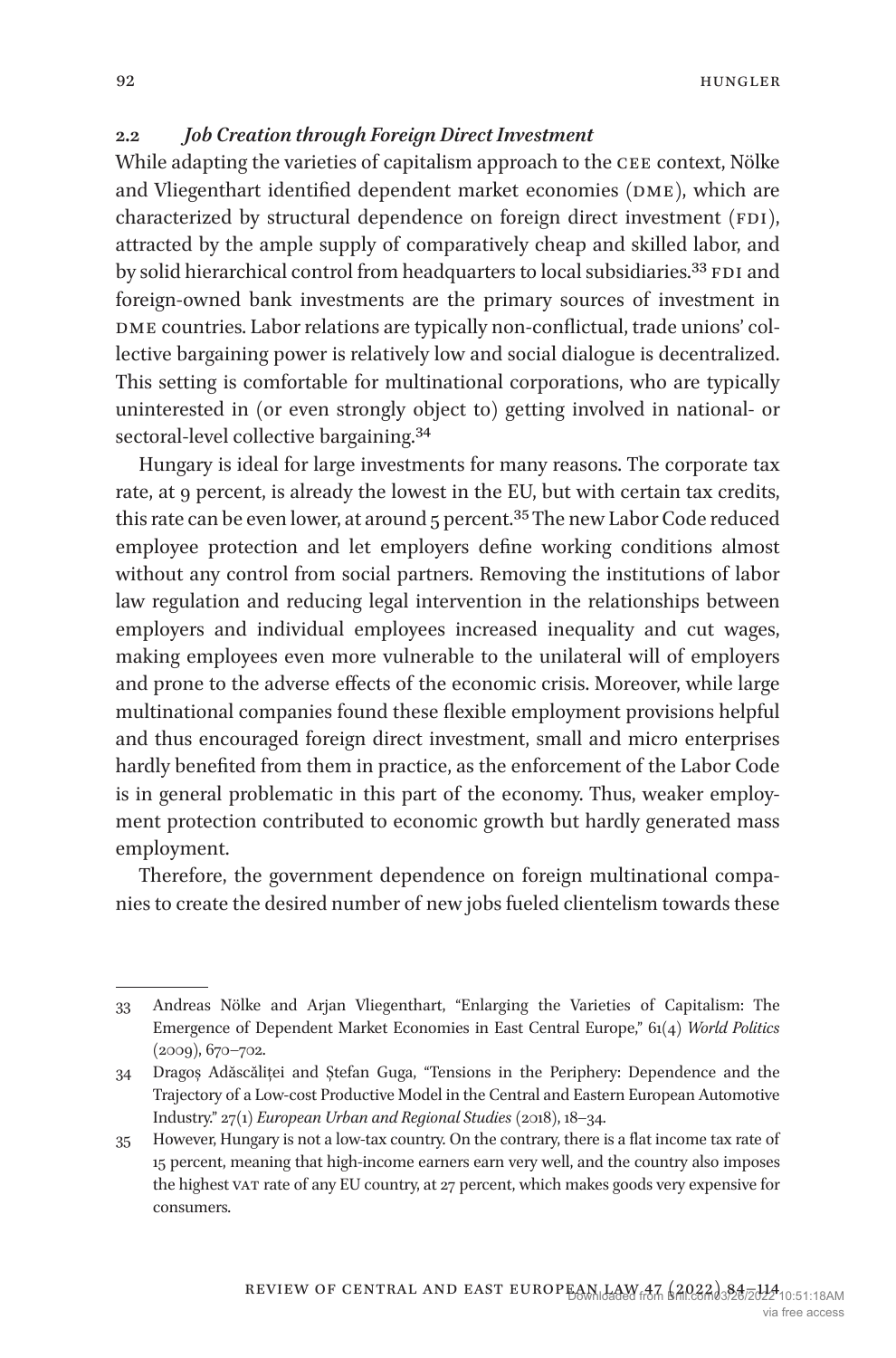### 2.2 *Job Creation through Foreign Direct Investment*

While adapting the varieties of capitalism approach to the CEE context, Nölke and Vliegenthart identified dependent market economies (DME), which are characterized by structural dependence on foreign direct investment (FDI), attracted by the ample supply of comparatively cheap and skilled labor, and by solid hierarchical control from headquarters to local subsidiaries.[33] FDI and foreign-owned bank investments are the primary sources of investment in DME countries. Labor relations are typically non-conflictual, trade unions' collective bargaining power is relatively low and social dialogue is decentralized. This setting is comfortable for multinational corporations, who are typically uninterested in (or even strongly object to) getting involved in national- or sectoral-level collective bargaining.[34]

Hungary is ideal for large investments for many reasons. The corporate tax rate, at 9 percent, is already the lowest in the EU, but with certain tax credits, this rate can be even lower, at around 5 percent.[35] The new Labor Code reduced employee protection and let employers define working conditions almost without any control from social partners. Removing the institutions of labor law regulation and reducing legal intervention in the relationships between employers and individual employees increased inequality and cut wages, making employees even more vulnerable to the unilateral will of employers and prone to the adverse effects of the economic crisis. Moreover, while large multinational companies found these flexible employment provisions helpful and thus encouraged foreign direct investment, small and micro enterprises hardly benefited from them in practice, as the enforcement of the Labor Code is in general problematic in this part of the economy. Thus, weaker employment protection contributed to economic growth but hardly generated mass employment.

Therefore, the government dependence on foreign multinational companies to create the desired number of new jobs fueled clientelism towards these

---

33 Andreas Nölke and Arjan Vliegenthart, "Enlarging the Varieties of Capitalism: The Emergence of Dependent Market Economies in East Central Europe," 61(4) *World Politics* (2009), 670–702.

34 Dragoș Adăscăliței and Ștefan Guga, "Tensions in the Periphery: Dependence and the Trajectory of a Low-cost Productive Model in the Central and Eastern European Automotive Industry." 27(1) *European Urban and Regional Studies* (2018), 18–34.

35 However, Hungary is not a low-tax country. On the contrary, there is a flat income tax rate of 15 percent, meaning that high-income earners earn very well, and the country also imposes the highest VAT rate of any EU country, at 27 percent, which makes goods very expensive for consumers.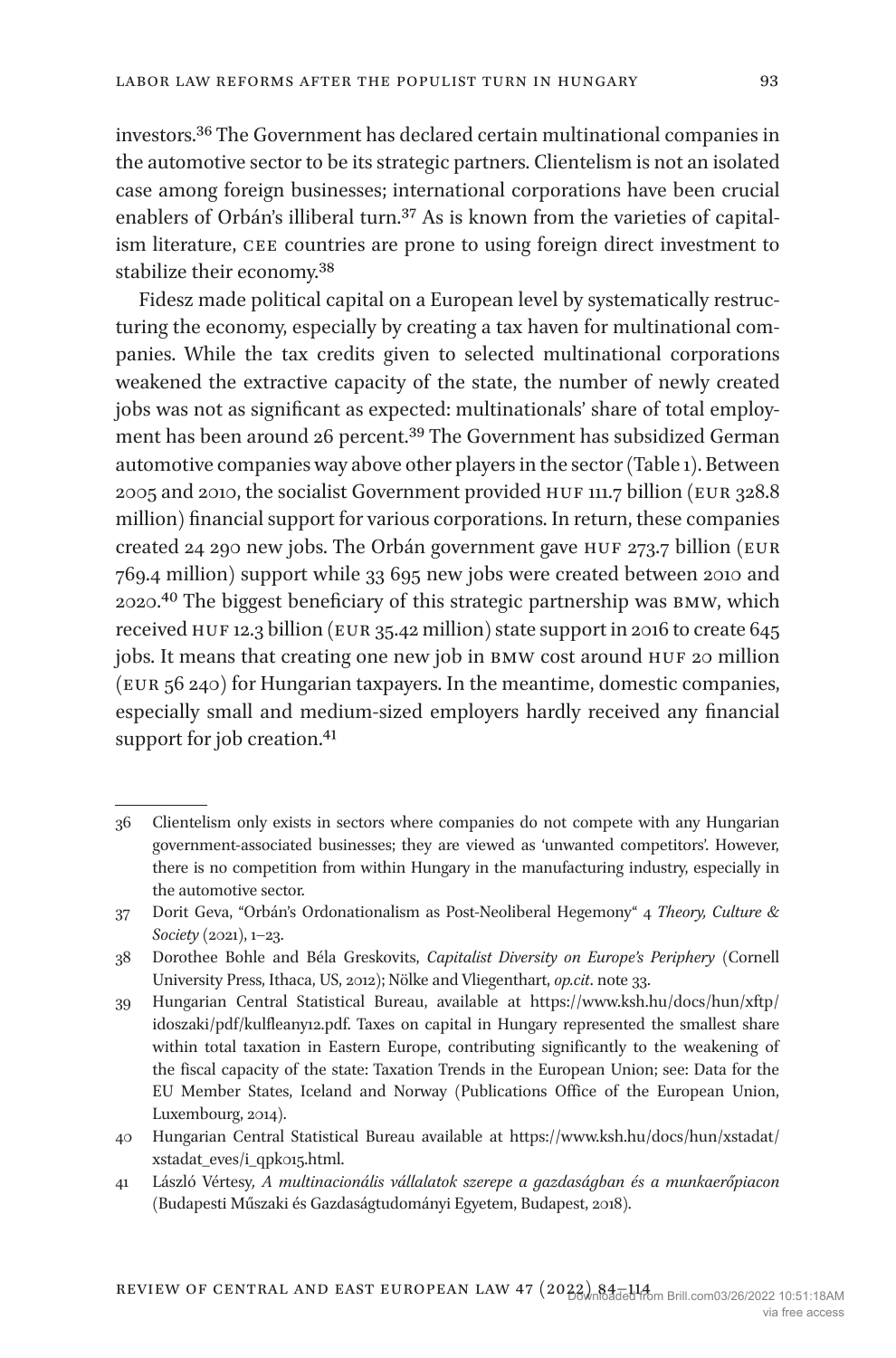investors.[36] The Government has declared certain multinational companies in the automotive sector to be its strategic partners. Clientelism is not an isolated case among foreign businesses; international corporations have been crucial enablers of Orbán's illiberal turn.[37] As is known from the varieties of capitalism literature, CEE countries are prone to using foreign direct investment to stabilize their economy.[38]

Fidesz made political capital on a European level by systematically restructuring the economy, especially by creating a tax haven for multinational companies. While the tax credits given to selected multinational corporations weakened the extractive capacity of the state, the number of newly created jobs was not as significant as expected: multinationals' share of total employment has been around 26 percent.[39] The Government has subsidized German automotive companies way above other players in the sector (Table 1). Between 2005 and 2010, the socialist Government provided HUF 111.7 billion (EUR 328.8 million) financial support for various corporations. In return, these companies created 24 290 new jobs. The Orbán government gave HUF 273.7 billion (EUR 769.4 million) support while 33 695 new jobs were created between 2010 and 2020.[40] The biggest beneficiary of this strategic partnership was BMW, which received HUF 12.3 billion (EUR 35.42 million) state support in 2016 to create 645 jobs. It means that creating one new job in BMW cost around HUF 20 million (EUR 56 240) for Hungarian taxpayers. In the meantime, domestic companies, especially small and medium-sized employers hardly received any financial support for job creation.[41]

---

36 Clientelism only exists in sectors where companies do not compete with any Hungarian government-associated businesses; they are viewed as 'unwanted competitors'. However, there is no competition from within Hungary in the manufacturing industry, especially in the automotive sector.

37 Dorit Geva, "Orbán's Ordonationalism as Post-Neoliberal Hegemony" 4 *Theory, Culture & Society* (2021), 1–23.

38 Dorothee Bohle and Béla Greskovits, *Capitalist Diversity on Europe's Periphery* (Cornell University Press, Ithaca, US, 2012); Nölke and Vliegenthart, *op.cit.* note 33.

39 Hungarian Central Statistical Bureau, available at https://www.ksh.hu/docs/hun/xftp/idoszaki/pdf/kulfleany12.pdf. Taxes on capital in Hungary represented the smallest share within total taxation in Eastern Europe, contributing significantly to the weakening of the fiscal capacity of the state: Taxation Trends in the European Union; see: Data for the EU Member States, Iceland and Norway (Publications Office of the European Union, Luxembourg, 2014).

40 Hungarian Central Statistical Bureau available at https://www.ksh.hu/docs/hun/xstadat/xstadat_eves/i_qpk015.html.

41 László Vértesy, *A multinacionális vállalatok szerepe a gazdaságban és a munkaerőpiacon* (Budapesti Műszaki és Gazdaságtudományi Egyetem, Budapest, 2018).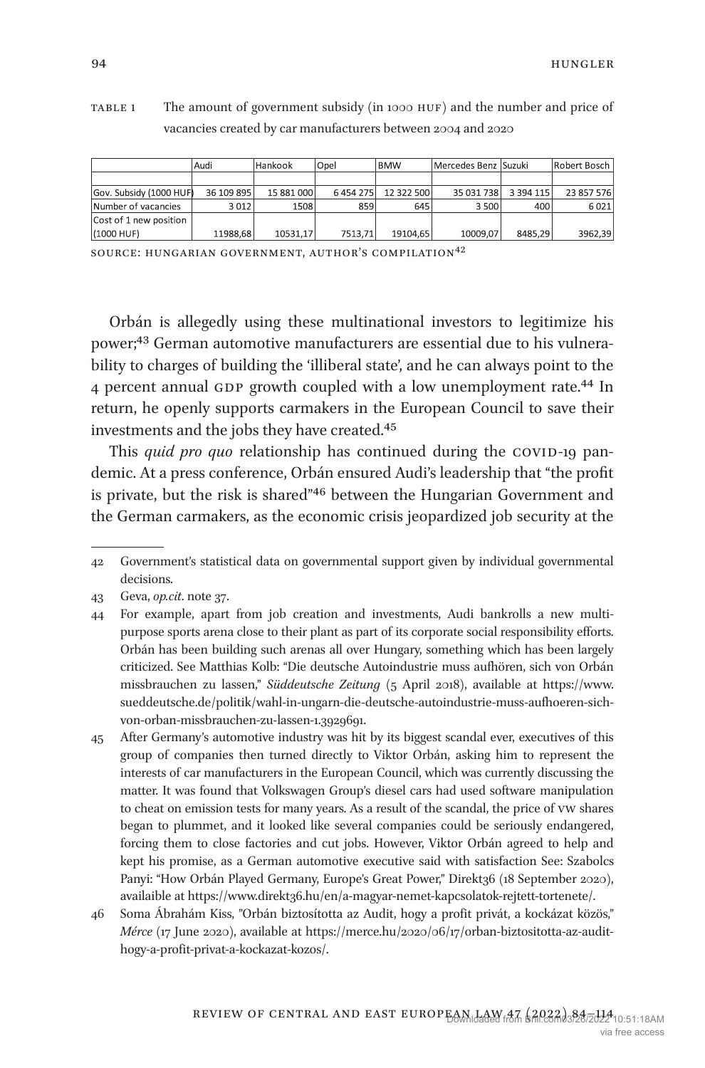TABLE 1 The amount of government subsidy (in 1000 HUF) and the number and price of vacancies created by car manufacturers between 2004 and 2020

| | Audi | Hankook | Opel | BMW | Mercedes Benz | Suzuki | Robert Bosch |
|---|---|---|---|---|---|---|---|
| Gov. Subsidy (1000 HUF) | 36 109 895 | 15 881 000 | 6 454 275 | 12 322 500 | 35 031 738 | 3 394 115 | 23 857 576 |
| Number of vacancies | 3 012 | 1508 | 859 | 645 | 3 500 | 400 | 6 021 |
| Cost of 1 new position (1000 HUF) | 11988,68 | 10531,17 | 7513,71 | 19104,65 | 10009,07 | 8485,29 | 3962,39 |

SOURCE: HUNGARIAN GOVERNMENT, AUTHOR'S COMPILATION[42]

Orbán is allegedly using these multinational investors to legitimize his power;[43] German automotive manufacturers are essential due to his vulnerability to charges of building the 'illiberal state', and he can always point to the 4 percent annual GDP growth coupled with a low unemployment rate.[44] In return, he openly supports carmakers in the European Council to save their investments and the jobs they have created.[45]

This *quid pro quo* relationship has continued during the COVID-19 pandemic. At a press conference, Orbán ensured Audi's leadership that "the profit is private, but the risk is shared"[46] between the Hungarian Government and the German carmakers, as the economic crisis jeopardized job security at the

---

42 Government's statistical data on governmental support given by individual governmental decisions.

43 Geva, *op.cit*. note 37.

44 For example, apart from job creation and investments, Audi bankrolls a new multipurpose sports arena close to their plant as part of its corporate social responsibility efforts. Orbán has been building such arenas all over Hungary, something which has been largely criticized. See Matthias Kolb: "Die deutsche Autoindustrie muss aufhören, sich von Orbán missbrauchen zu lassen," *Süddeutsche Zeitung* (5 April 2018), available at https://www.sueddeutsche.de/politik/wahl-in-ungarn-die-deutsche-autoindustrie-muss-aufhoeren-sich-von-orban-missbrauchen-zu-lassen-1.3929691.

45 After Germany's automotive industry was hit by its biggest scandal ever, executives of this group of companies then turned directly to Viktor Orbán, asking him to represent the interests of car manufacturers in the European Council, which was currently discussing the matter. It was found that Volkswagen Group's diesel cars had used software manipulation to cheat on emission tests for many years. As a result of the scandal, the price of VW shares began to plummet, and it looked like several companies could be seriously endangered, forcing them to close factories and cut jobs. However, Viktor Orbán agreed to help and kept his promise, as a German automotive executive said with satisfaction See: Szabolcs Panyi: "How Orbán Played Germany, Europe's Great Power," Direkt36 (18 September 2020), availaible at https://www.direkt36.hu/en/a-magyar-nemet-kapcsolatok-rejtett-tortenete/.

46 Soma Ábrahám Kiss, "Orbán biztosította az Audit, hogy a profit privát, a kockázat közös," *Mérce* (17 June 2020), available at https://merce.hu/2020/06/17/orban-biztositotta-az-audit-hogy-a-profit-privat-a-kockazat-kozos/.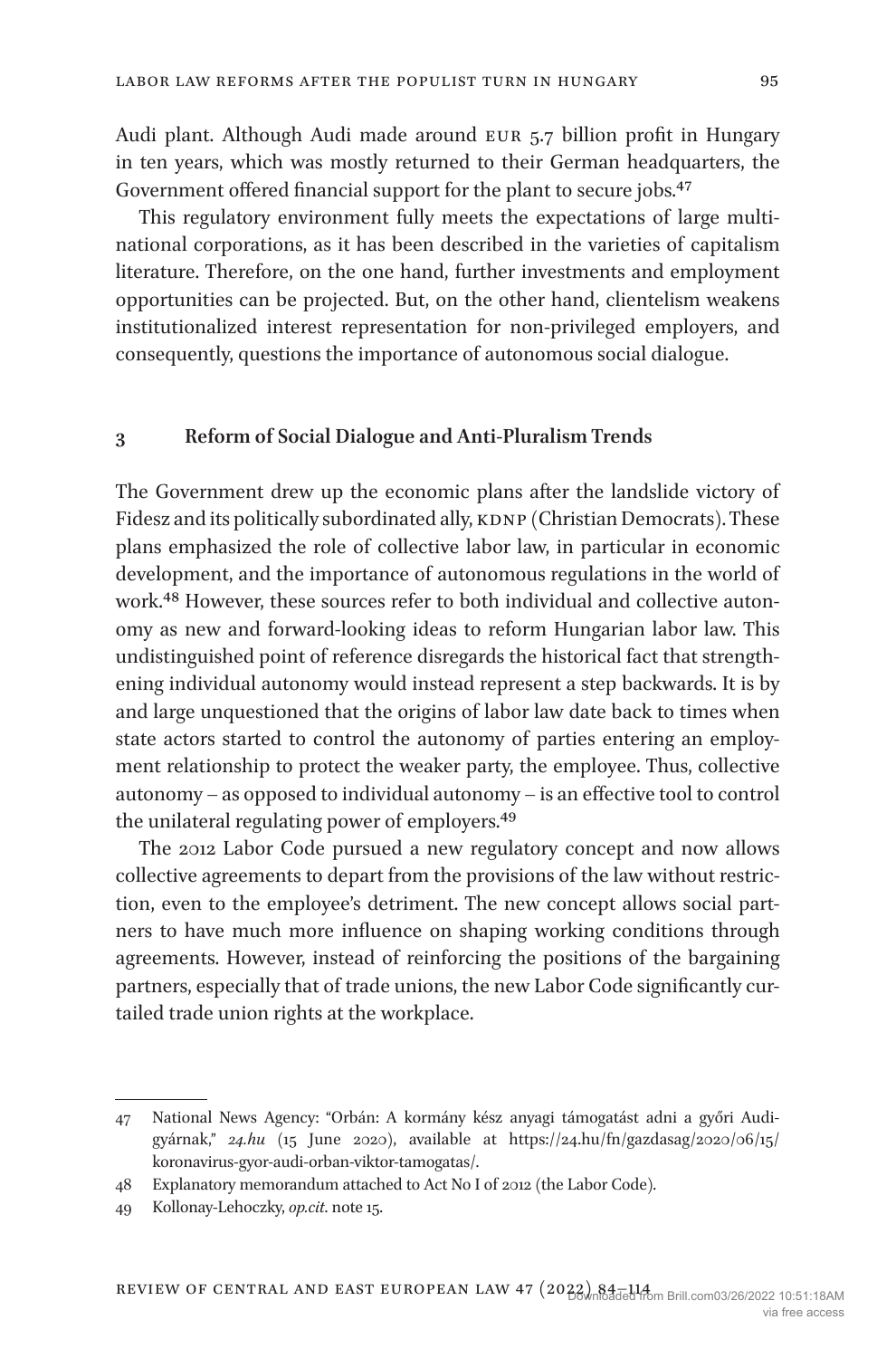Audi plant. Although Audi made around EUR 5.7 billion profit in Hungary in ten years, which was mostly returned to their German headquarters, the Government offered financial support for the plant to secure jobs.[47]

This regulatory environment fully meets the expectations of large multinational corporations, as it has been described in the varieties of capitalism literature. Therefore, on the one hand, further investments and employment opportunities can be projected. But, on the other hand, clientelism weakens institutionalized interest representation for non-privileged employers, and consequently, questions the importance of autonomous social dialogue.

## 3 Reform of Social Dialogue and Anti-Pluralism Trends

The Government drew up the economic plans after the landslide victory of Fidesz and its politically subordinated ally, KDNP (Christian Democrats). These plans emphasized the role of collective labor law, in particular in economic development, and the importance of autonomous regulations in the world of work.[48] However, these sources refer to both individual and collective autonomy as new and forward-looking ideas to reform Hungarian labor law. This undistinguished point of reference disregards the historical fact that strengthening individual autonomy would instead represent a step backwards. It is by and large unquestioned that the origins of labor law date back to times when state actors started to control the autonomy of parties entering an employment relationship to protect the weaker party, the employee. Thus, collective autonomy – as opposed to individual autonomy – is an effective tool to control the unilateral regulating power of employers.[49]

The 2012 Labor Code pursued a new regulatory concept and now allows collective agreements to depart from the provisions of the law without restriction, even to the employee's detriment. The new concept allows social partners to have much more influence on shaping working conditions through agreements. However, instead of reinforcing the positions of the bargaining partners, especially that of trade unions, the new Labor Code significantly curtailed trade union rights at the workplace.

---

47 National News Agency: "Orbán: A kormány kész anyagi támogatást adni a győri Audi-gyárnak," *24.hu* (15 June 2020), available at https://24.hu/fn/gazdasag/2020/06/15/koronavirus-gyor-audi-orban-viktor-tamogatas/.

48 Explanatory memorandum attached to Act No I of 2012 (the Labor Code).

49 Kollonay-Lehoczky, *op.cit.* note 15.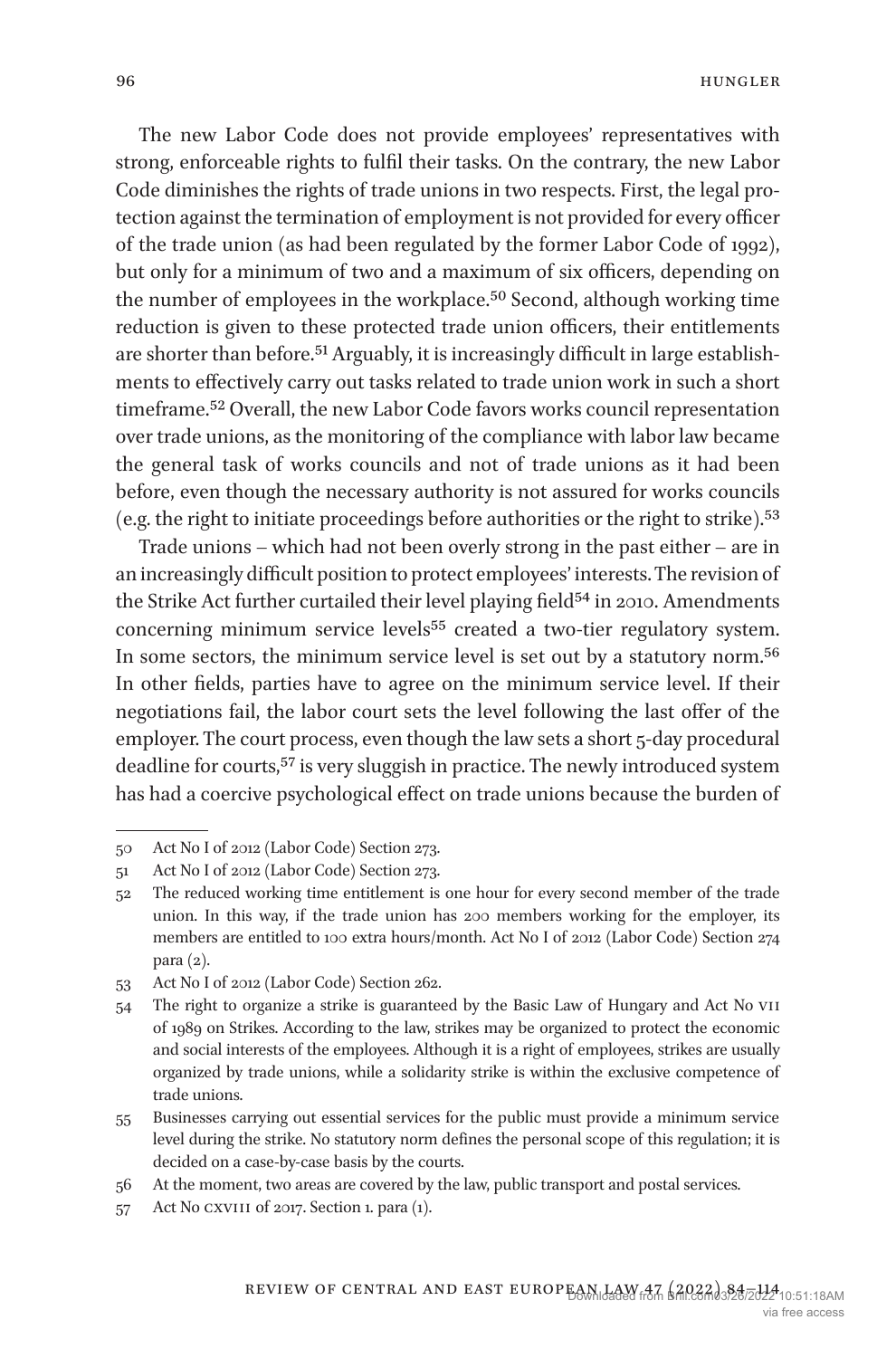The new Labor Code does not provide employees' representatives with strong, enforceable rights to fulfil their tasks. On the contrary, the new Labor Code diminishes the rights of trade unions in two respects. First, the legal protection against the termination of employment is not provided for every officer of the trade union (as had been regulated by the former Labor Code of 1992), but only for a minimum of two and a maximum of six officers, depending on the number of employees in the workplace.[50] Second, although working time reduction is given to these protected trade union officers, their entitlements are shorter than before.[51] Arguably, it is increasingly difficult in large establishments to effectively carry out tasks related to trade union work in such a short timeframe.[52] Overall, the new Labor Code favors works council representation over trade unions, as the monitoring of the compliance with labor law became the general task of works councils and not of trade unions as it had been before, even though the necessary authority is not assured for works councils (e.g. the right to initiate proceedings before authorities or the right to strike).[53]

Trade unions – which had not been overly strong in the past either – are in an increasingly difficult position to protect employees' interests. The revision of the Strike Act further curtailed their level playing field[54] in 2010. Amendments concerning minimum service levels[55] created a two-tier regulatory system. In some sectors, the minimum service level is set out by a statutory norm.[56] In other fields, parties have to agree on the minimum service level. If their negotiations fail, the labor court sets the level following the last offer of the employer. The court process, even though the law sets a short 5-day procedural deadline for courts,[57] is very sluggish in practice. The newly introduced system has had a coercive psychological effect on trade unions because the burden of

---

50 Act No I of 2012 (Labor Code) Section 273.

51 Act No I of 2012 (Labor Code) Section 273.

52 The reduced working time entitlement is one hour for every second member of the trade union. In this way, if the trade union has 200 members working for the employer, its members are entitled to 100 extra hours/month. Act No I of 2012 (Labor Code) Section 274 para (2).

53 Act No I of 2012 (Labor Code) Section 262.

54 The right to organize a strike is guaranteed by the Basic Law of Hungary and Act No VII of 1989 on Strikes. According to the law, strikes may be organized to protect the economic and social interests of the employees. Although it is a right of employees, strikes are usually organized by trade unions, while a solidarity strike is within the exclusive competence of trade unions.

55 Businesses carrying out essential services for the public must provide a minimum service level during the strike. No statutory norm defines the personal scope of this regulation; it is decided on a case-by-case basis by the courts.

56 At the moment, two areas are covered by the law, public transport and postal services.

57 Act No CXVIII of 2017. Section 1. para (1).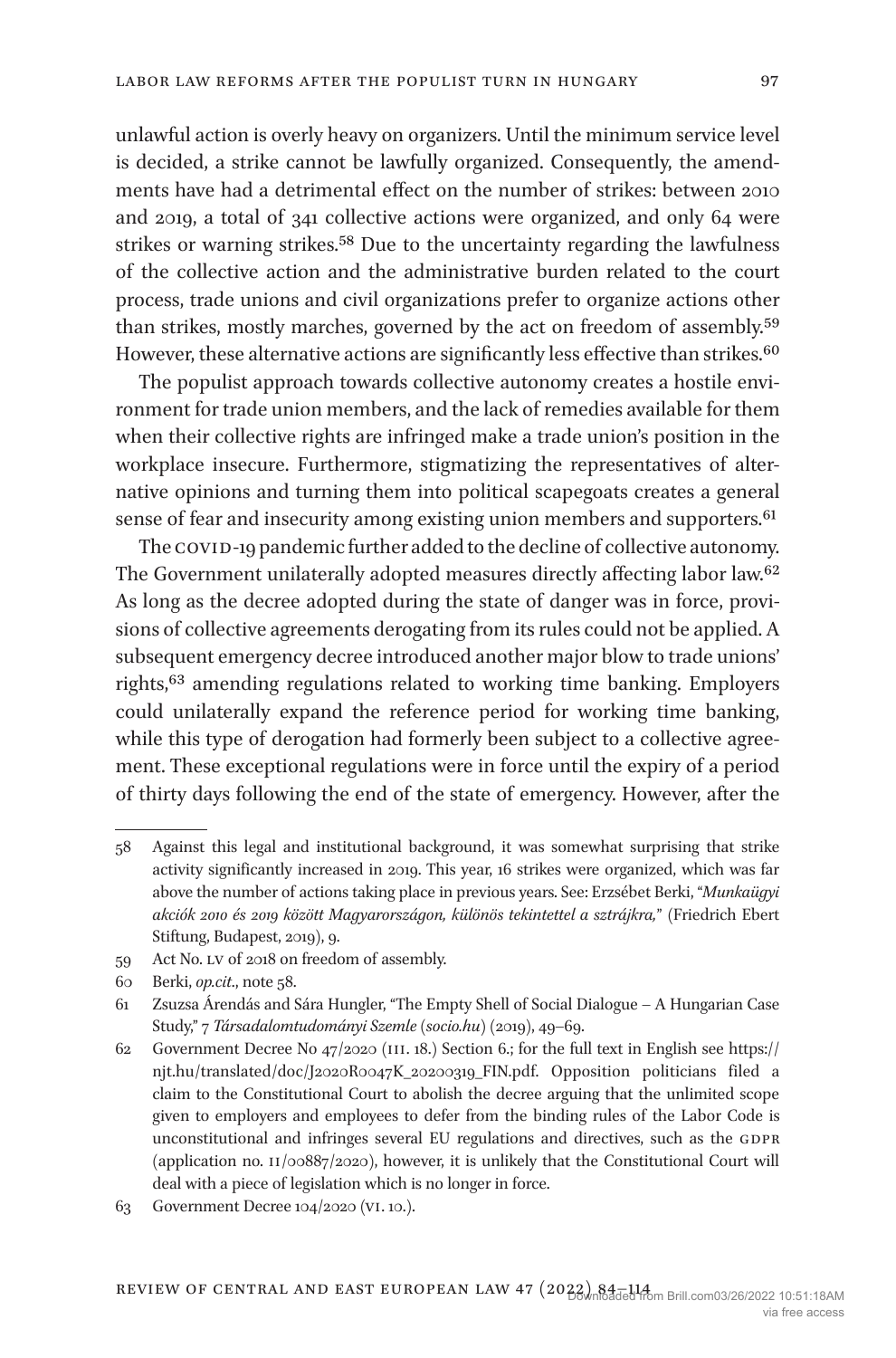unlawful action is overly heavy on organizers. Until the minimum service level is decided, a strike cannot be lawfully organized. Consequently, the amendments have had a detrimental effect on the number of strikes: between 2010 and 2019, a total of 341 collective actions were organized, and only 64 were strikes or warning strikes.[58] Due to the uncertainty regarding the lawfulness of the collective action and the administrative burden related to the court process, trade unions and civil organizations prefer to organize actions other than strikes, mostly marches, governed by the act on freedom of assembly.[59] However, these alternative actions are significantly less effective than strikes.[60]

The populist approach towards collective autonomy creates a hostile environment for trade union members, and the lack of remedies available for them when their collective rights are infringed make a trade union's position in the workplace insecure. Furthermore, stigmatizing the representatives of alternative opinions and turning them into political scapegoats creates a general sense of fear and insecurity among existing union members and supporters.[61]

The COVID-19 pandemic further added to the decline of collective autonomy. The Government unilaterally adopted measures directly affecting labor law.[62] As long as the decree adopted during the state of danger was in force, provisions of collective agreements derogating from its rules could not be applied. A subsequent emergency decree introduced another major blow to trade unions' rights,[63] amending regulations related to working time banking. Employers could unilaterally expand the reference period for working time banking, while this type of derogation had formerly been subject to a collective agreement. These exceptional regulations were in force until the expiry of a period of thirty days following the end of the state of emergency. However, after the

---

58 Against this legal and institutional background, it was somewhat surprising that strike activity significantly increased in 2019. This year, 16 strikes were organized, which was far above the number of actions taking place in previous years. See: Erzsébet Berki, "*Munkaügyi akciók 2010 és 2019 között Magyarországon, különös tekintettel a sztrájkra,*" (Friedrich Ebert Stiftung, Budapest, 2019), 9.

59 Act No. LV of 2018 on freedom of assembly.

60 Berki, *op.cit*., note 58.

61 Zsuzsa Árendás and Sára Hungler, "The Empty Shell of Social Dialogue – A Hungarian Case Study," 7 *Társadalomtudományi Szemle* (*socio.hu*) (2019), 49–69.

62 Government Decree No 47/2020 (III. 18.) Section 6.; for the full text in English see https://njt.hu/translated/doc/J2020R0047K_20200319_FIN.pdf. Opposition politicians filed a claim to the Constitutional Court to abolish the decree arguing that the unlimited scope given to employers and employees to defer from the binding rules of the Labor Code is unconstitutional and infringes several EU regulations and directives, such as the GDPR (application no. II/00887/2020), however, it is unlikely that the Constitutional Court will deal with a piece of legislation which is no longer in force.

63 Government Decree 104/2020 (VI. 10.).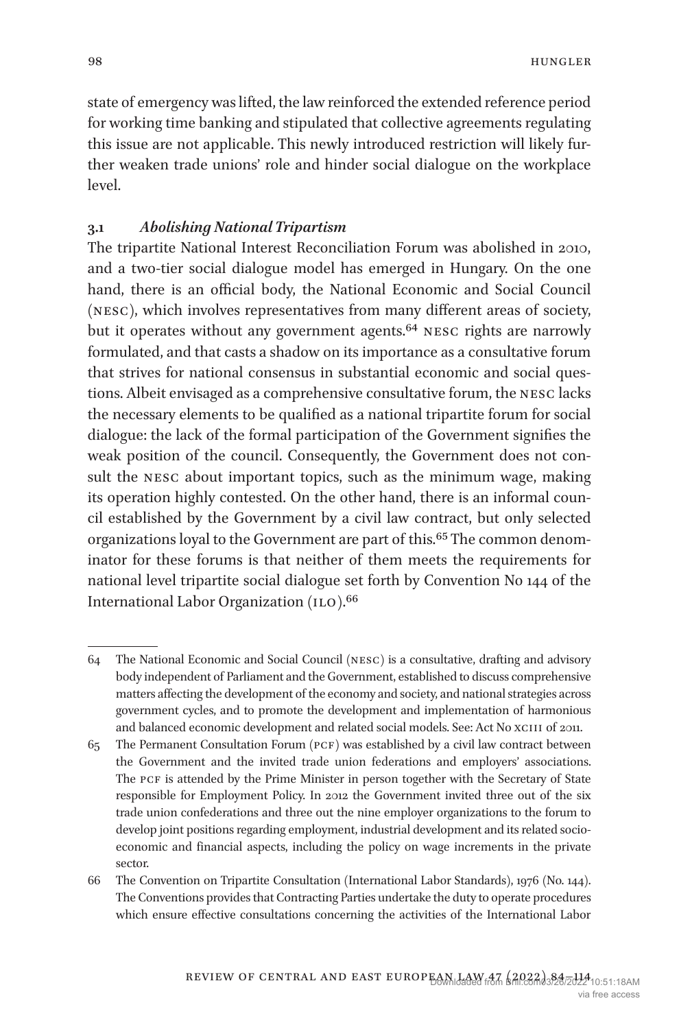state of emergency was lifted, the law reinforced the extended reference period for working time banking and stipulated that collective agreements regulating this issue are not applicable. This newly introduced restriction will likely further weaken trade unions' role and hinder social dialogue on the workplace level.

### 3.1 *Abolishing National Tripartism*

The tripartite National Interest Reconciliation Forum was abolished in 2010, and a two-tier social dialogue model has emerged in Hungary. On the one hand, there is an official body, the National Economic and Social Council (NESC), which involves representatives from many different areas of society, but it operates without any government agents.[64] NESC rights are narrowly formulated, and that casts a shadow on its importance as a consultative forum that strives for national consensus in substantial economic and social questions. Albeit envisaged as a comprehensive consultative forum, the NESC lacks the necessary elements to be qualified as a national tripartite forum for social dialogue: the lack of the formal participation of the Government signifies the weak position of the council. Consequently, the Government does not consult the NESC about important topics, such as the minimum wage, making its operation highly contested. On the other hand, there is an informal council established by the Government by a civil law contract, but only selected organizations loyal to the Government are part of this.[65] The common denominator for these forums is that neither of them meets the requirements for national level tripartite social dialogue set forth by Convention No 144 of the International Labor Organization (ILO).[66]

---

64 The National Economic and Social Council (NESC) is a consultative, drafting and advisory body independent of Parliament and the Government, established to discuss comprehensive matters affecting the development of the economy and society, and national strategies across government cycles, and to promote the development and implementation of harmonious and balanced economic development and related social models. See: Act No XCIII of 2011.

65 The Permanent Consultation Forum (PCF) was established by a civil law contract between the Government and the invited trade union federations and employers' associations. The PCF is attended by the Prime Minister in person together with the Secretary of State responsible for Employment Policy. In 2012 the Government invited three out of the six trade union confederations and three out the nine employer organizations to the forum to develop joint positions regarding employment, industrial development and its related socio-economic and financial aspects, including the policy on wage increments in the private sector.

66 The Convention on Tripartite Consultation (International Labor Standards), 1976 (No. 144). The Conventions provides that Contracting Parties undertake the duty to operate procedures which ensure effective consultations concerning the activities of the International Labor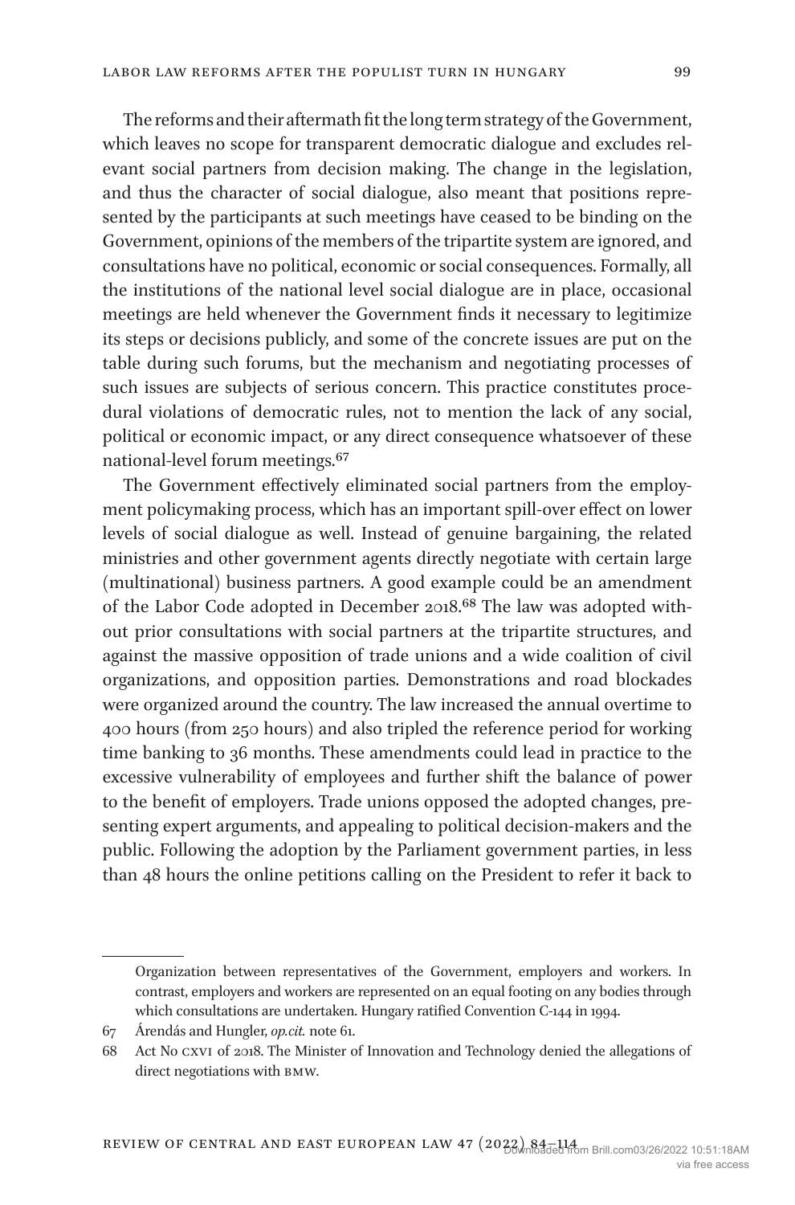The reforms and their aftermath fit the long term strategy of the Government, which leaves no scope for transparent democratic dialogue and excludes relevant social partners from decision making. The change in the legislation, and thus the character of social dialogue, also meant that positions represented by the participants at such meetings have ceased to be binding on the Government, opinions of the members of the tripartite system are ignored, and consultations have no political, economic or social consequences. Formally, all the institutions of the national level social dialogue are in place, occasional meetings are held whenever the Government finds it necessary to legitimize its steps or decisions publicly, and some of the concrete issues are put on the table during such forums, but the mechanism and negotiating processes of such issues are subjects of serious concern. This practice constitutes procedural violations of democratic rules, not to mention the lack of any social, political or economic impact, or any direct consequence whatsoever of these national-level forum meetings.[67]

The Government effectively eliminated social partners from the employment policymaking process, which has an important spill-over effect on lower levels of social dialogue as well. Instead of genuine bargaining, the related ministries and other government agents directly negotiate with certain large (multinational) business partners. A good example could be an amendment of the Labor Code adopted in December 2018.[68] The law was adopted without prior consultations with social partners at the tripartite structures, and against the massive opposition of trade unions and a wide coalition of civil organizations, and opposition parties. Demonstrations and road blockades were organized around the country. The law increased the annual overtime to 400 hours (from 250 hours) and also tripled the reference period for working time banking to 36 months. These amendments could lead in practice to the excessive vulnerability of employees and further shift the balance of power to the benefit of employers. Trade unions opposed the adopted changes, presenting expert arguments, and appealing to political decision-makers and the public. Following the adoption by the Parliament government parties, in less than 48 hours the online petitions calling on the President to refer it back to

---

Organization between representatives of the Government, employers and workers. In contrast, employers and workers are represented on an equal footing on any bodies through which consultations are undertaken. Hungary ratified Convention C-144 in 1994.

67 Árendás and Hungler, *op.cit.* note 61.

68 Act No CXVI of 2018. The Minister of Innovation and Technology denied the allegations of direct negotiations with BMW.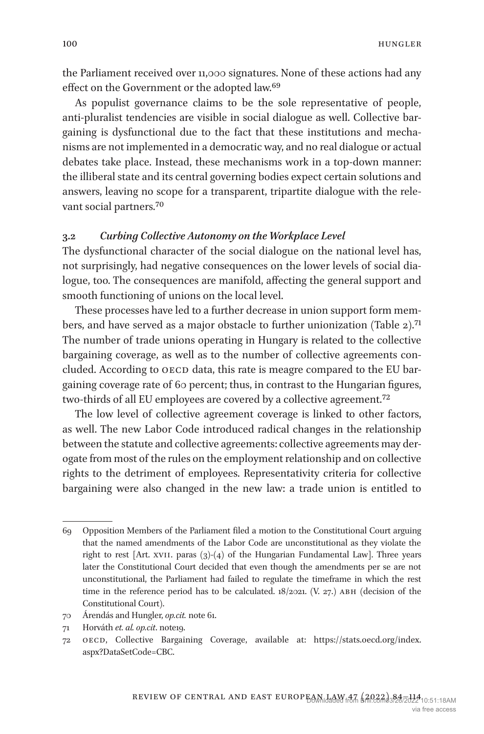the Parliament received over 11,000 signatures. None of these actions had any effect on the Government or the adopted law.[69]

As populist governance claims to be the sole representative of people, anti-pluralist tendencies are visible in social dialogue as well. Collective bargaining is dysfunctional due to the fact that these institutions and mechanisms are not implemented in a democratic way, and no real dialogue or actual debates take place. Instead, these mechanisms work in a top-down manner: the illiberal state and its central governing bodies expect certain solutions and answers, leaving no scope for a transparent, tripartite dialogue with the relevant social partners.[70]

### 3.2 *Curbing Collective Autonomy on the Workplace Level*

The dysfunctional character of the social dialogue on the national level has, not surprisingly, had negative consequences on the lower levels of social dialogue, too. The consequences are manifold, affecting the general support and smooth functioning of unions on the local level.

These processes have led to a further decrease in union support form members, and have served as a major obstacle to further unionization (Table 2).[71] The number of trade unions operating in Hungary is related to the collective bargaining coverage, as well as to the number of collective agreements concluded. According to OECD data, this rate is meagre compared to the EU bargaining coverage rate of 60 percent; thus, in contrast to the Hungarian figures, two-thirds of all EU employees are covered by a collective agreement.[72]

The low level of collective agreement coverage is linked to other factors, as well. The new Labor Code introduced radical changes in the relationship between the statute and collective agreements: collective agreements may derogate from most of the rules on the employment relationship and on collective rights to the detriment of employees. Representativity criteria for collective bargaining were also changed in the new law: a trade union is entitled to

---

69 Opposition Members of the Parliament filed a motion to the Constitutional Court arguing that the named amendments of the Labor Code are unconstitutional as they violate the right to rest [Art. XVII. paras (3)-(4) of the Hungarian Fundamental Law]. Three years later the Constitutional Court decided that even though the amendments per se are not unconstitutional, the Parliament had failed to regulate the timeframe in which the rest time in the reference period has to be calculated. 18/2021. (V. 27.) ABH (decision of the Constitutional Court).

70 Árendás and Hungler, *op.cit.* note 61.

71 Horváth *et. al. op.cit*. note19.

72 OECD, Collective Bargaining Coverage, available at: https://stats.oecd.org/index.aspx?DataSetCode=CBC.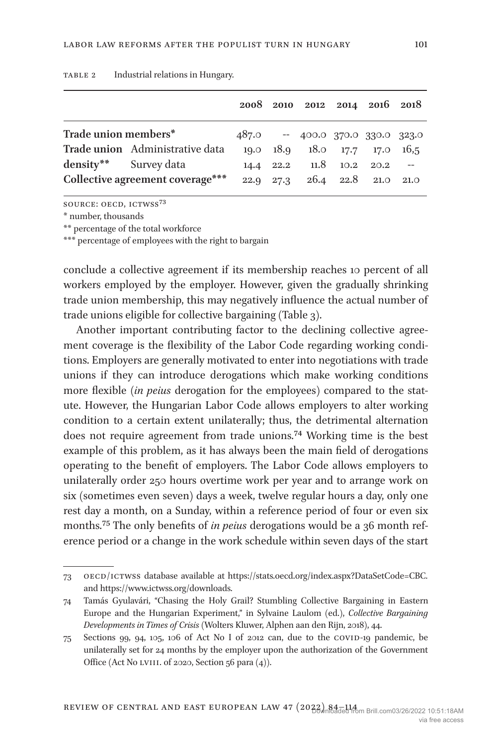Table 2 Industrial relations in Hungary.

| | | 2008 | 2010 | 2012 | 2014 | 2016 | 2018 |
|---|---|---|---|---|---|---|---|
| **Trade union members*** | | 487.0 | -- | 400.0 | 370.0 | 330.0 | 323.0 |
| **Trade union density**** | Administrative data | 19.0 | 18.9 | 18.0 | 17.7 | 17.0 | 16,5 |
| | Survey data | 14.4 | 22.2 | 11.8 | 10.2 | 20.2 | -- |
| **Collective agreement coverage***** | | 22.9 | 27.3 | 26.4 | 22.8 | 21.0 | 21.0 |

Source: OECD, ICTWSS[73]

* number, thousands

** percentage of the total workforce

*** percentage of employees with the right to bargain

conclude a collective agreement if its membership reaches 10 percent of all workers employed by the employer. However, given the gradually shrinking trade union membership, this may negatively influence the actual number of trade unions eligible for collective bargaining (Table 3).

Another important contributing factor to the declining collective agreement coverage is the flexibility of the Labor Code regarding working conditions. Employers are generally motivated to enter into negotiations with trade unions if they can introduce derogations which make working conditions more flexible (*in peius* derogation for the employees) compared to the statute. However, the Hungarian Labor Code allows employers to alter working condition to a certain extent unilaterally; thus, the detrimental alternation does not require agreement from trade unions.[74] Working time is the best example of this problem, as it has always been the main field of derogations operating to the benefit of employers. The Labor Code allows employers to unilaterally order 250 hours overtime work per year and to arrange work on six (sometimes even seven) days a week, twelve regular hours a day, only one rest day a month, on a Sunday, within a reference period of four or even six months.[75] The only benefits of *in peius* derogations would be a 36 month reference period or a change in the work schedule within seven days of the start

73 OECD/ICTWSS database available at https://stats.oecd.org/index.aspx?DataSetCode=CBC. and https://www.ictwss.org/downloads.

74 Tamás Gyulavári, "Chasing the Holy Grail? Stumbling Collective Bargaining in Eastern Europe and the Hungarian Experiment," in Sylvaine Laulom (ed.), *Collective Bargaining Developments in Times of Crisis* (Wolters Kluwer, Alphen aan den Rijn, 2018), 44.

75 Sections 99, 94, 105, 106 of Act No I of 2012 can, due to the COVID-19 pandemic, be unilaterally set for 24 months by the employer upon the authorization of the Government Office (Act No LVIII. of 2020, Section 56 para (4)).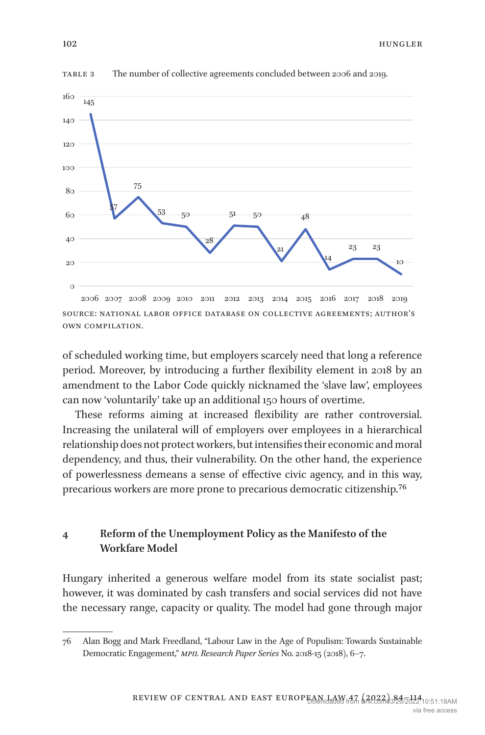TABLE 3 The number of collective agreements concluded between 2006 and 2019.

| Year | 2006 | 2007 | 2008 | 2009 | 2010 | 2011 | 2012 | 2013 | 2014 | 2015 | 2016 | 2017 | 2018 | 2019 |
|---|---|---|---|---|---|---|---|---|---|---|---|---|---|---|
| Number of collective agreements | 145 | 57 | 75 | 53 | 50 | 28 | 51 | 50 | 21 | 48 | 14 | 23 | 23 | 10 |

SOURCE: NATIONAL LABOR OFFICE DATABASE ON COLLECTIVE AGREEMENTS; AUTHOR'S OWN COMPILATION.

of scheduled working time, but employers scarcely need that long a reference period. Moreover, by introducing a further flexibility element in 2018 by an amendment to the Labor Code quickly nicknamed the 'slave law', employees can now 'voluntarily' take up an additional 150 hours of overtime.

These reforms aiming at increased flexibility are rather controversial. Increasing the unilateral will of employers over employees in a hierarchical relationship does not protect workers, but intensifies their economic and moral dependency, and thus, their vulnerability. On the other hand, the experience of powerlessness demeans a sense of effective civic agency, and in this way, precarious workers are more prone to precarious democratic citizenship.[76]

## 4 Reform of the Unemployment Policy as the Manifesto of the Workfare Model

Hungary inherited a generous welfare model from its state socialist past; however, it was dominated by cash transfers and social services did not have the necessary range, capacity or quality. The model had gone through major

---

76 Alan Bogg and Mark Freedland, "Labour Law in the Age of Populism: Towards Sustainable Democratic Engagement," *MPIL Research Paper Series* No. 2018-15 (2018), 6–7.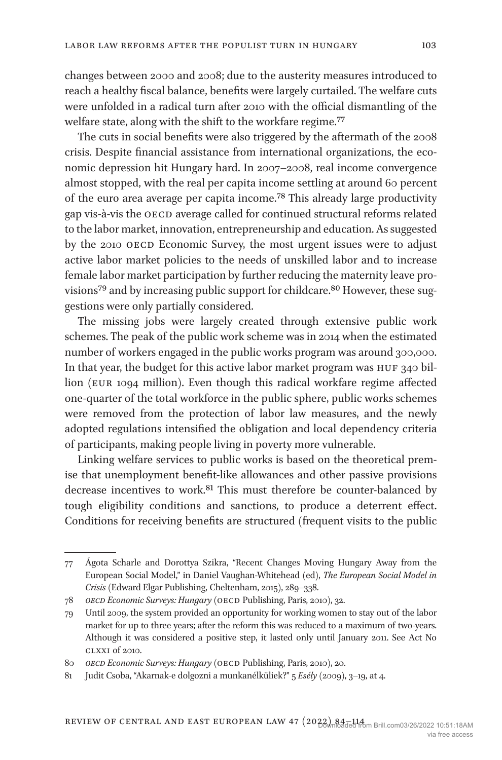changes between 2000 and 2008; due to the austerity measures introduced to reach a healthy fiscal balance, benefits were largely curtailed. The welfare cuts were unfolded in a radical turn after 2010 with the official dismantling of the welfare state, along with the shift to the workfare regime.[77]

The cuts in social benefits were also triggered by the aftermath of the 2008 crisis. Despite financial assistance from international organizations, the economic depression hit Hungary hard. In 2007–2008, real income convergence almost stopped, with the real per capita income settling at around 60 percent of the euro area average per capita income.[78] This already large productivity gap vis-à-vis the OECD average called for continued structural reforms related to the labor market, innovation, entrepreneurship and education. As suggested by the 2010 OECD Economic Survey, the most urgent issues were to adjust active labor market policies to the needs of unskilled labor and to increase female labor market participation by further reducing the maternity leave provisions[79] and by increasing public support for childcare.[80] However, these suggestions were only partially considered.

The missing jobs were largely created through extensive public work schemes. The peak of the public work scheme was in 2014 when the estimated number of workers engaged in the public works program was around 300,000. In that year, the budget for this active labor market program was HUF 340 billion (EUR 1094 million). Even though this radical workfare regime affected one-quarter of the total workforce in the public sphere, public works schemes were removed from the protection of labor law measures, and the newly adopted regulations intensified the obligation and local dependency criteria of participants, making people living in poverty more vulnerable.

Linking welfare services to public works is based on the theoretical premise that unemployment benefit-like allowances and other passive provisions decrease incentives to work.[81] This must therefore be counter-balanced by tough eligibility conditions and sanctions, to produce a deterrent effect. Conditions for receiving benefits are structured (frequent visits to the public

---

77 Ágota Scharle and Dorottya Szikra, "Recent Changes Moving Hungary Away from the European Social Model," in Daniel Vaughan-Whitehead (ed), *The European Social Model in Crisis* (Edward Elgar Publishing, Cheltenham, 2015), 289–338.

78 *OECD Economic Surveys: Hungary* (OECD Publishing, Paris, 2010), 32.

79 Until 2009, the system provided an opportunity for working women to stay out of the labor market for up to three years; after the reform this was reduced to a maximum of two-years. Although it was considered a positive step, it lasted only until January 2011. See Act No CLXXI of 2010.

80 *OECD Economic Surveys: Hungary* (OECD Publishing, Paris, 2010), 20.

81 Judit Csoba, "Akarnak-e dolgozni a munkanélküliek?" 5 *Esély* (2009), 3–19, at 4.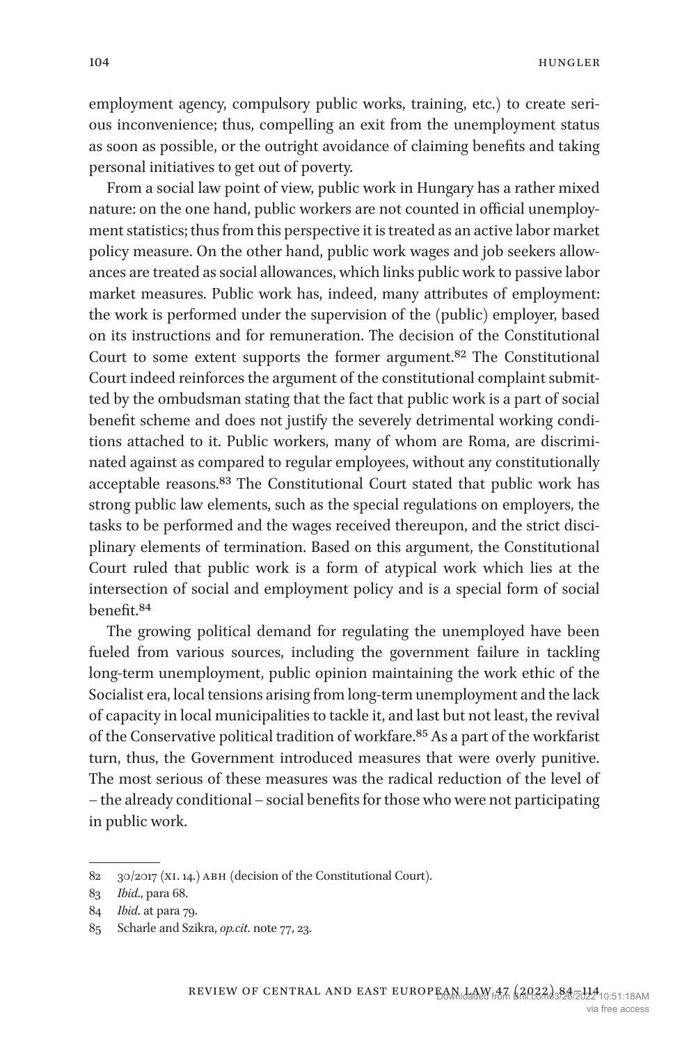employment agency, compulsory public works, training, etc.) to create serious inconvenience; thus, compelling an exit from the unemployment status as soon as possible, or the outright avoidance of claiming benefits and taking personal initiatives to get out of poverty.

From a social law point of view, public work in Hungary has a rather mixed nature: on the one hand, public workers are not counted in official unemployment statistics; thus from this perspective it is treated as an active labor market policy measure. On the other hand, public work wages and job seekers allowances are treated as social allowances, which links public work to passive labor market measures. Public work has, indeed, many attributes of employment: the work is performed under the supervision of the (public) employer, based on its instructions and for remuneration. The decision of the Constitutional Court to some extent supports the former argument.[82] The Constitutional Court indeed reinforces the argument of the constitutional complaint submitted by the ombudsman stating that the fact that public work is a part of social benefit scheme and does not justify the severely detrimental working conditions attached to it. Public workers, many of whom are Roma, are discriminated against as compared to regular employees, without any constitutionally acceptable reasons.[83] The Constitutional Court stated that public work has strong public law elements, such as the special regulations on employers, the tasks to be performed and the wages received thereupon, and the strict disciplinary elements of termination. Based on this argument, the Constitutional Court ruled that public work is a form of atypical work which lies at the intersection of social and employment policy and is a special form of social benefit.[84]

The growing political demand for regulating the unemployed have been fueled from various sources, including the government failure in tackling long-term unemployment, public opinion maintaining the work ethic of the Socialist era, local tensions arising from long-term unemployment and the lack of capacity in local municipalities to tackle it, and last but not least, the revival of the Conservative political tradition of workfare.[85] As a part of the workfarist turn, thus, the Government introduced measures that were overly punitive. The most serious of these measures was the radical reduction of the level of – the already conditional – social benefits for those who were not participating in public work.

---

82 30/2017 (XI. 14.) ABH (decision of the Constitutional Court).

83 *Ibid.*, para 68.

84 *Ibid.* at para 79.

85 Scharle and Szikra, *op.cit.* note 77, 23.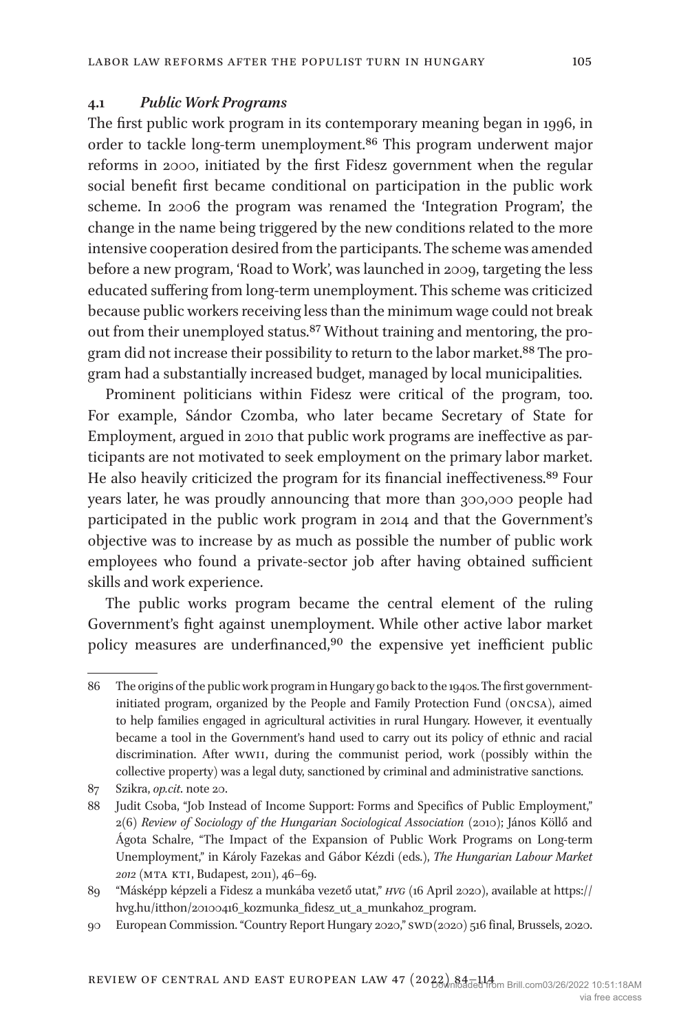### 4.1 *Public Work Programs*

The first public work program in its contemporary meaning began in 1996, in order to tackle long-term unemployment.[86] This program underwent major reforms in 2000, initiated by the first Fidesz government when the regular social benefit first became conditional on participation in the public work scheme. In 2006 the program was renamed the 'Integration Program', the change in the name being triggered by the new conditions related to the more intensive cooperation desired from the participants. The scheme was amended before a new program, 'Road to Work', was launched in 2009, targeting the less educated suffering from long-term unemployment. This scheme was criticized because public workers receiving less than the minimum wage could not break out from their unemployed status.[87] Without training and mentoring, the program did not increase their possibility to return to the labor market.[88] The program had a substantially increased budget, managed by local municipalities.

Prominent politicians within Fidesz were critical of the program, too. For example, Sándor Czomba, who later became Secretary of State for Employment, argued in 2010 that public work programs are ineffective as participants are not motivated to seek employment on the primary labor market. He also heavily criticized the program for its financial ineffectiveness.[89] Four years later, he was proudly announcing that more than 300,000 people had participated in the public work program in 2014 and that the Government's objective was to increase by as much as possible the number of public work employees who found a private-sector job after having obtained sufficient skills and work experience.

The public works program became the central element of the ruling Government's fight against unemployment. While other active labor market policy measures are underfinanced,[90] the expensive yet inefficient public

---

86 The origins of the public work program in Hungary go back to the 1940s. The first government-initiated program, organized by the People and Family Protection Fund (ONCSA), aimed to help families engaged in agricultural activities in rural Hungary. However, it eventually became a tool in the Government's hand used to carry out its policy of ethnic and racial discrimination. After WWII, during the communist period, work (possibly within the collective property) was a legal duty, sanctioned by criminal and administrative sanctions.

87 Szikra, *op.cit.* note 20.

88 Judit Csoba, "Job Instead of Income Support: Forms and Specifics of Public Employment," 2(6) *Review of Sociology of the Hungarian Sociological Association* (2010); János Köllő and Ágota Schalre, "The Impact of the Expansion of Public Work Programs on Long-term Unemployment," in Károly Fazekas and Gábor Kézdi (eds.), *The Hungarian Labour Market 2012* (MTA KTI, Budapest, 2011), 46–69.

89 "Másképp képzeli a Fidesz a munkába vezető utat," *HVG* (16 April 2020), available at https://hvg.hu/itthon/20100416_kozmunka_fidesz_ut_a_munkahoz_program.

90 European Commission. "Country Report Hungary 2020," SWD(2020) 516 final, Brussels, 2020.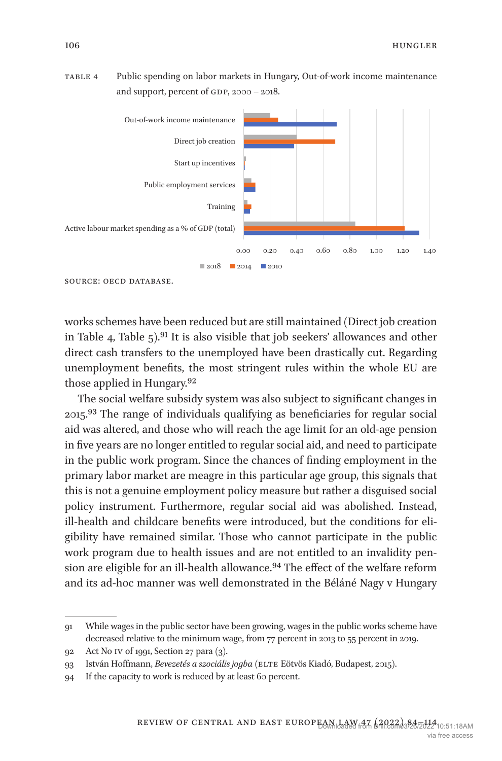TABLE 4 Public spending on labor markets in Hungary, Out-of-work income maintenance and support, percent of GDP, 2000 – 2018.

SOURCE: OECD DATABASE.

works schemes have been reduced but are still maintained (Direct job creation in Table 4, Table 5).[91] It is also visible that job seekers' allowances and other direct cash transfers to the unemployed have been drastically cut. Regarding unemployment benefits, the most stringent rules within the whole EU are those applied in Hungary.[92]

The social welfare subsidy system was also subject to significant changes in 2015.[93] The range of individuals qualifying as beneficiaries for regular social aid was altered, and those who will reach the age limit for an old-age pension in five years are no longer entitled to regular social aid, and need to participate in the public work program. Since the chances of finding employment in the primary labor market are meagre in this particular age group, this signals that this is not a genuine employment policy measure but rather a disguised social policy instrument. Furthermore, regular social aid was abolished. Instead, ill-health and childcare benefits were introduced, but the conditions for eligibility have remained similar. Those who cannot participate in the public work program due to health issues and are not entitled to an invalidity pension are eligible for an ill-health allowance.[94] The effect of the welfare reform and its ad-hoc manner was well demonstrated in the Béláné Nagy v Hungary

---

91 While wages in the public sector have been growing, wages in the public works scheme have decreased relative to the minimum wage, from 77 percent in 2013 to 55 percent in 2019.

92 Act No IV of 1991, Section 27 para (3).

93 István Hoffmann, *Bevezetés a szociális jogba* (ELTE Eötvös Kiadó, Budapest, 2015).

94 If the capacity to work is reduced by at least 60 percent.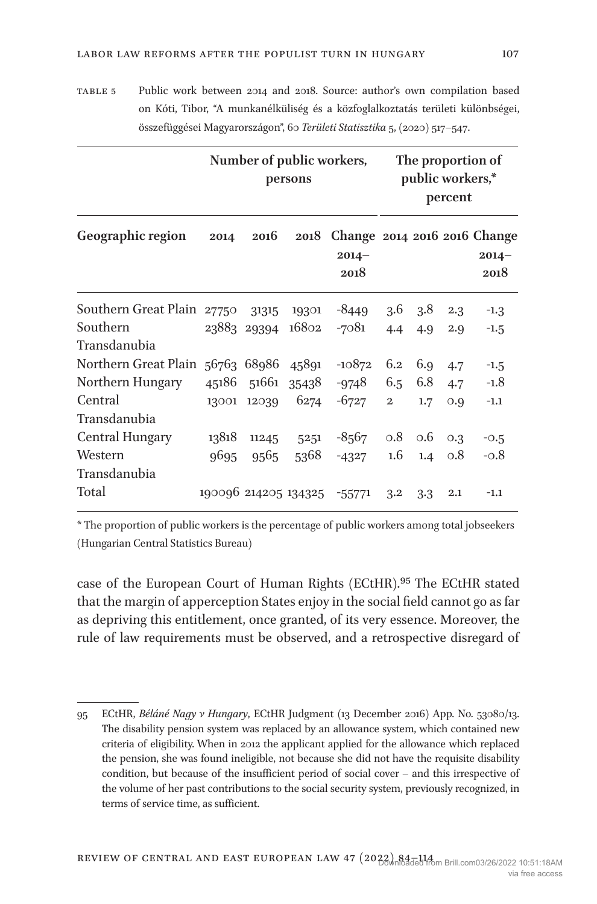Table 5 Public work between 2014 and 2018. Source: author's own compilation based on Kóti, Tibor, "A munkanélküliség és a közfoglalkoztatás területi különbségei, összefüggései Magyarországon", 60 *Területi Statisztika* 5, (2020) 517–547.

| | **Number of public workers, persons** | | | | **The proportion of public workers,\* percent** | | | |
|---|---|---|---|---|---|---|---|---|
| **Geographic region** | **2014** | **2016** | **2018** | **Change 2014–2018** | **2014** | **2016** | **2016** | **Change 2014–2018** |
| Southern Great Plain | 27750 | 31315 | 19301 | -8449 | 3.6 | 3.8 | 2.3 | -1.3 |
| Southern Transdanubia | 23883 | 29394 | 16802 | -7081 | 4.4 | 4.9 | 2.9 | -1.5 |
| Northern Great Plain | 56763 | 68986 | 45891 | -10872 | 6.2 | 6.9 | 4.7 | -1.5 |
| Northern Hungary | 45186 | 51661 | 35438 | -9748 | 6.5 | 6.8 | 4.7 | -1.8 |
| Central Transdanubia | 13001 | 12039 | 6274 | -6727 | 2 | 1.7 | 0.9 | -1.1 |
| Central Hungary | 13818 | 11245 | 5251 | -8567 | 0.8 | 0.6 | 0.3 | -0.5 |
| Western Transdanubia | 9695 | 9565 | 5368 | -4327 | 1.6 | 1.4 | 0.8 | -0.8 |
| Total | 190096 | 214205 | 134325 | -55771 | 3.2 | 3.3 | 2.1 | -1.1 |

\* The proportion of public workers is the percentage of public workers among total jobseekers (Hungarian Central Statistics Bureau)

case of the European Court of Human Rights (ECtHR).[95] The ECtHR stated that the margin of apperception States enjoy in the social field cannot go as far as depriving this entitlement, once granted, of its very essence. Moreover, the rule of law requirements must be observed, and a retrospective disregard of

95 ECtHR, *Béláné Nagy v Hungary*, ECtHR Judgment (13 December 2016) App. No. 53080/13. The disability pension system was replaced by an allowance system, which contained new criteria of eligibility. When in 2012 the applicant applied for the allowance which replaced the pension, she was found ineligible, not because she did not have the requisite disability condition, but because of the insufficient period of social cover – and this irrespective of the volume of her past contributions to the social security system, previously recognized, in terms of service time, as sufficient.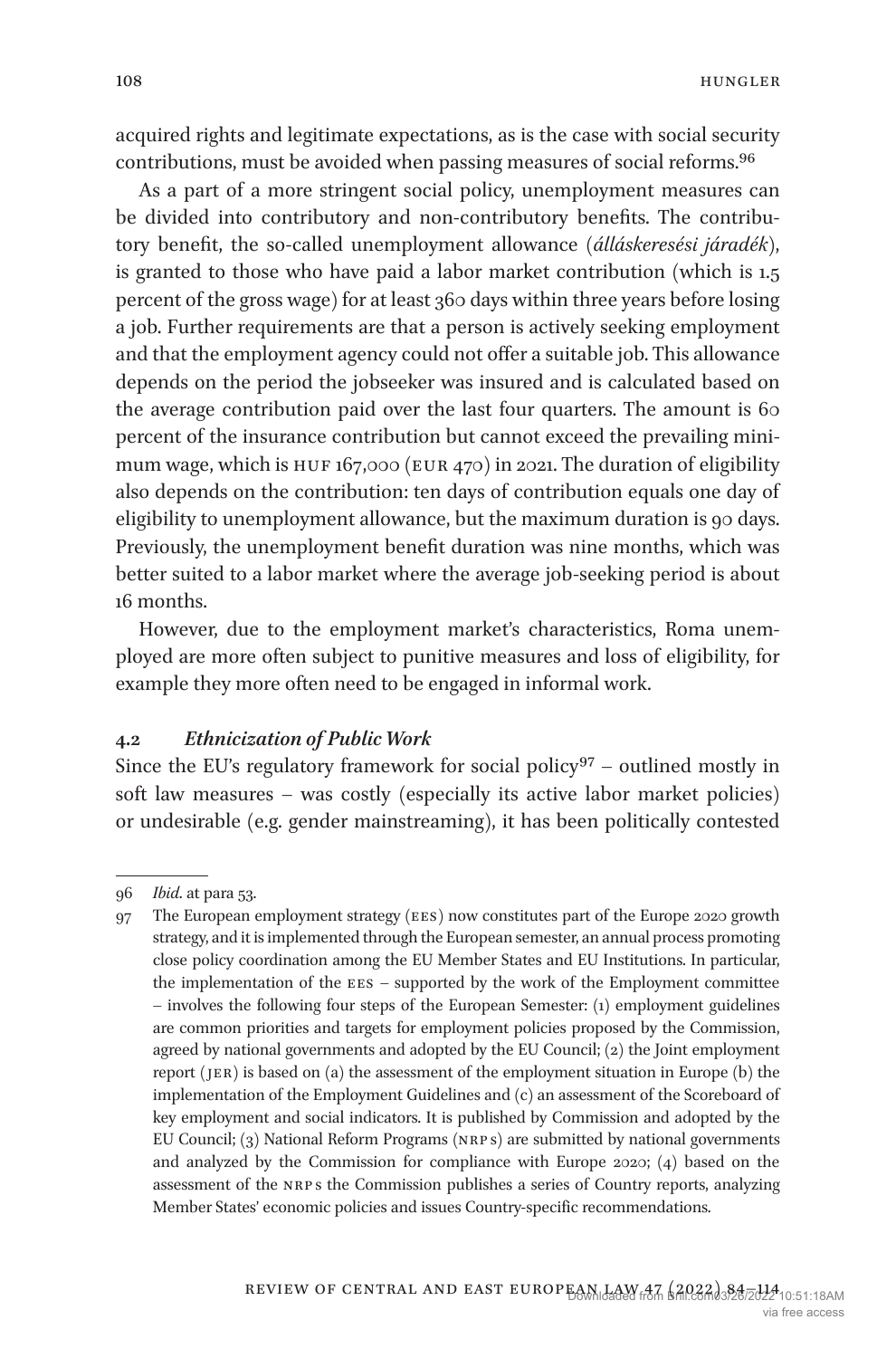acquired rights and legitimate expectations, as is the case with social security contributions, must be avoided when passing measures of social reforms.[96]

As a part of a more stringent social policy, unemployment measures can be divided into contributory and non-contributory benefits. The contributory benefit, the so-called unemployment allowance (*álláskeresési járadék*), is granted to those who have paid a labor market contribution (which is 1.5 percent of the gross wage) for at least 360 days within three years before losing a job. Further requirements are that a person is actively seeking employment and that the employment agency could not offer a suitable job. This allowance depends on the period the jobseeker was insured and is calculated based on the average contribution paid over the last four quarters. The amount is 60 percent of the insurance contribution but cannot exceed the prevailing minimum wage, which is HUF 167,000 (EUR 470) in 2021. The duration of eligibility also depends on the contribution: ten days of contribution equals one day of eligibility to unemployment allowance, but the maximum duration is 90 days. Previously, the unemployment benefit duration was nine months, which was better suited to a labor market where the average job-seeking period is about 16 months.

However, due to the employment market's characteristics, Roma unemployed are more often subject to punitive measures and loss of eligibility, for example they more often need to be engaged in informal work.

### 4.2 *Ethnicization of Public Work*

Since the EU's regulatory framework for social policy[97] – outlined mostly in soft law measures – was costly (especially its active labor market policies) or undesirable (e.g. gender mainstreaming), it has been politically contested

---

96 *Ibid.* at para 53.

97 The European employment strategy (EES) now constitutes part of the Europe 2020 growth strategy, and it is implemented through the European semester, an annual process promoting close policy coordination among the EU Member States and EU Institutions. In particular, the implementation of the EES – supported by the work of the Employment committee – involves the following four steps of the European Semester: (1) employment guidelines are common priorities and targets for employment policies proposed by the Commission, agreed by national governments and adopted by the EU Council; (2) the Joint employment report (JER) is based on (a) the assessment of the employment situation in Europe (b) the implementation of the Employment Guidelines and (c) an assessment of the Scoreboard of key employment and social indicators. It is published by Commission and adopted by the EU Council; (3) National Reform Programs (NRPs) are submitted by national governments and analyzed by the Commission for compliance with Europe 2020; (4) based on the assessment of the NRPs the Commission publishes a series of Country reports, analyzing Member States' economic policies and issues Country-specific recommendations.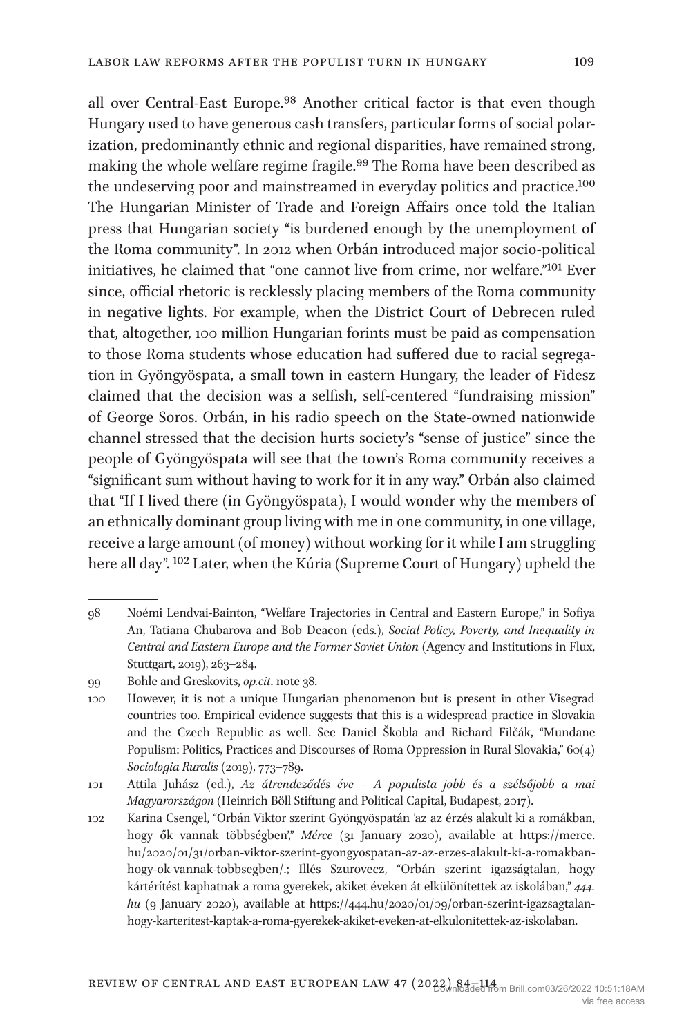all over Central-East Europe.[98] Another critical factor is that even though Hungary used to have generous cash transfers, particular forms of social polarization, predominantly ethnic and regional disparities, have remained strong, making the whole welfare regime fragile.[99] The Roma have been described as the undeserving poor and mainstreamed in everyday politics and practice.[100] The Hungarian Minister of Trade and Foreign Affairs once told the Italian press that Hungarian society "is burdened enough by the unemployment of the Roma community". In 2012 when Orbán introduced major socio-political initiatives, he claimed that "one cannot live from crime, nor welfare."[101] Ever since, official rhetoric is recklessly placing members of the Roma community in negative lights. For example, when the District Court of Debrecen ruled that, altogether, 100 million Hungarian forints must be paid as compensation to those Roma students whose education had suffered due to racial segregation in Gyöngyöspata, a small town in eastern Hungary, the leader of Fidesz claimed that the decision was a selfish, self-centered "fundraising mission" of George Soros. Orbán, in his radio speech on the State-owned nationwide channel stressed that the decision hurts society's "sense of justice" since the people of Gyöngyöspata will see that the town's Roma community receives a "significant sum without having to work for it in any way." Orbán also claimed that "If I lived there (in Gyöngyöspata), I would wonder why the members of an ethnically dominant group living with me in one community, in one village, receive a large amount (of money) without working for it while I am struggling here all day". [102] Later, when the Kúria (Supreme Court of Hungary) upheld the

---

98 Noémi Lendvai-Bainton, "Welfare Trajectories in Central and Eastern Europe," in Sofiya An, Tatiana Chubarova and Bob Deacon (eds.), *Social Policy, Poverty, and Inequality in Central and Eastern Europe and the Former Soviet Union* (Agency and Institutions in Flux, Stuttgart, 2019), 263–284.

99 Bohle and Greskovits, *op.cit.* note 38.

100 However, it is not a unique Hungarian phenomenon but is present in other Visegrad countries too. Empirical evidence suggests that this is a widespread practice in Slovakia and the Czech Republic as well. See Daniel Škobla and Richard Filčák, "Mundane Populism: Politics, Practices and Discourses of Roma Oppression in Rural Slovakia," 60(4) *Sociologia Ruralis* (2019), 773–789.

101 Attila Juhász (ed.), *Az átrendeződés éve – A populista jobb és a szélsőjobb a mai Magyarországon* (Heinrich Böll Stiftung and Political Capital, Budapest, 2017).

102 Karina Csengel, "Orbán Viktor szerint Gyöngyöspatán 'az az érzés alakult ki a romákban, hogy ők vannak többségben'," *Mérce* (31 January 2020), available at https://merce.hu/2020/01/31/orban-viktor-szerint-gyongyospatan-az-az-erzes-alakult-ki-a-romakban-hogy-ok-vannak-tobbsegben/.; Illés Szurovecz, "Orbán szerint igazságtalan, hogy kártérítést kaphatnak a roma gyerekek, akiket éveken át elkülönítettek az iskolában," *444.hu* (9 January 2020), available at https://444.hu/2020/01/09/orban-szerint-igazsagtalan-hogy-karteritest-kaptak-a-roma-gyerekek-akiket-eveken-at-elkulonitettek-az-iskolaban.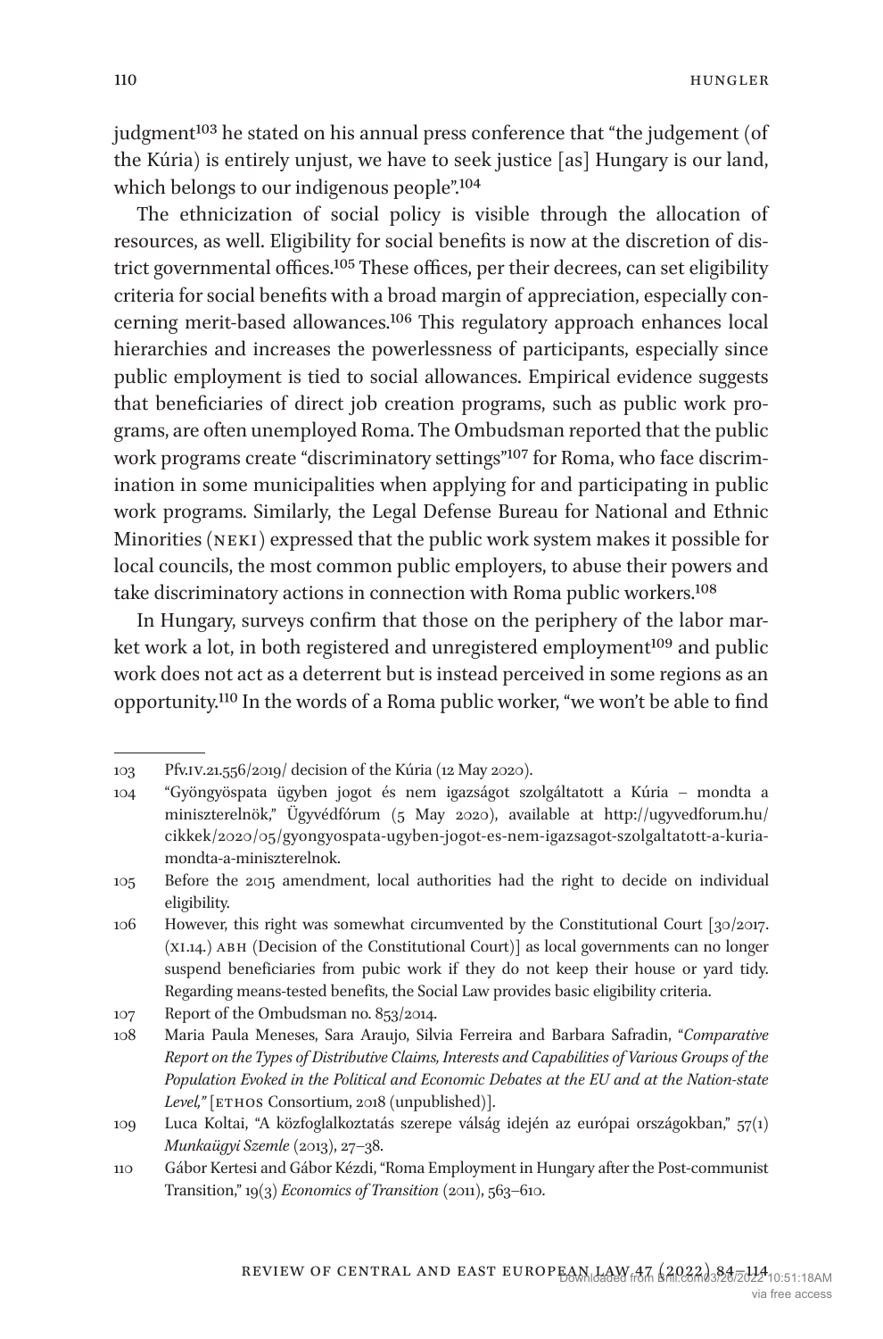judgment[103] he stated on his annual press conference that "the judgement (of the Kúria) is entirely unjust, we have to seek justice [as] Hungary is our land, which belongs to our indigenous people".[104]

The ethnicization of social policy is visible through the allocation of resources, as well. Eligibility for social benefits is now at the discretion of district governmental offices.[105] These offices, per their decrees, can set eligibility criteria for social benefits with a broad margin of appreciation, especially concerning merit-based allowances.[106] This regulatory approach enhances local hierarchies and increases the powerlessness of participants, especially since public employment is tied to social allowances. Empirical evidence suggests that beneficiaries of direct job creation programs, such as public work programs, are often unemployed Roma. The Ombudsman reported that the public work programs create "discriminatory settings"[107] for Roma, who face discrimination in some municipalities when applying for and participating in public work programs. Similarly, the Legal Defense Bureau for National and Ethnic Minorities (NEKI) expressed that the public work system makes it possible for local councils, the most common public employers, to abuse their powers and take discriminatory actions in connection with Roma public workers.[108]

In Hungary, surveys confirm that those on the periphery of the labor market work a lot, in both registered and unregistered employment[109] and public work does not act as a deterrent but is instead perceived in some regions as an opportunity.[110] In the words of a Roma public worker, "we won't be able to find

---

103 Pfv.IV.21.556/2019/ decision of the Kúria (12 May 2020).

104 "Gyöngyöspata ügyben jogot és nem igazságot szolgáltatott a Kúria – mondta a miniszterelnök," Ügyvédfórum (5 May 2020), available at http://ugyvedforum.hu/cikkek/2020/05/gyongyospata-ugyben-jogot-es-nem-igazsagot-szolgaltatott-a-kuria-mondta-a-miniszterelnok.

105 Before the 2015 amendment, local authorities had the right to decide on individual eligibility.

106 However, this right was somewhat circumvented by the Constitutional Court [30/2017. (XI.14.) ABH (Decision of the Constitutional Court)] as local governments can no longer suspend beneficiaries from pubic work if they do not keep their house or yard tidy. Regarding means-tested benefits, the Social Law provides basic eligibility criteria.

107 Report of the Ombudsman no. 853/2014.

108 Maria Paula Meneses, Sara Araujo, Silvia Ferreira and Barbara Safradin, "*Comparative Report on the Types of Distributive Claims, Interests and Capabilities of Various Groups of the Population Evoked in the Political and Economic Debates at the EU and at the Nation-state Level,*" [ETHOS Consortium, 2018 (unpublished)].

109 Luca Koltai, "A közfoglalkoztatás szerepe válság idején az európai országokban," 57(1) *Munkaügyi Szemle* (2013), 27–38.

110 Gábor Kertesi and Gábor Kézdi, "Roma Employment in Hungary after the Post-communist Transition," 19(3) *Economics of Transition* (2011), 563–610.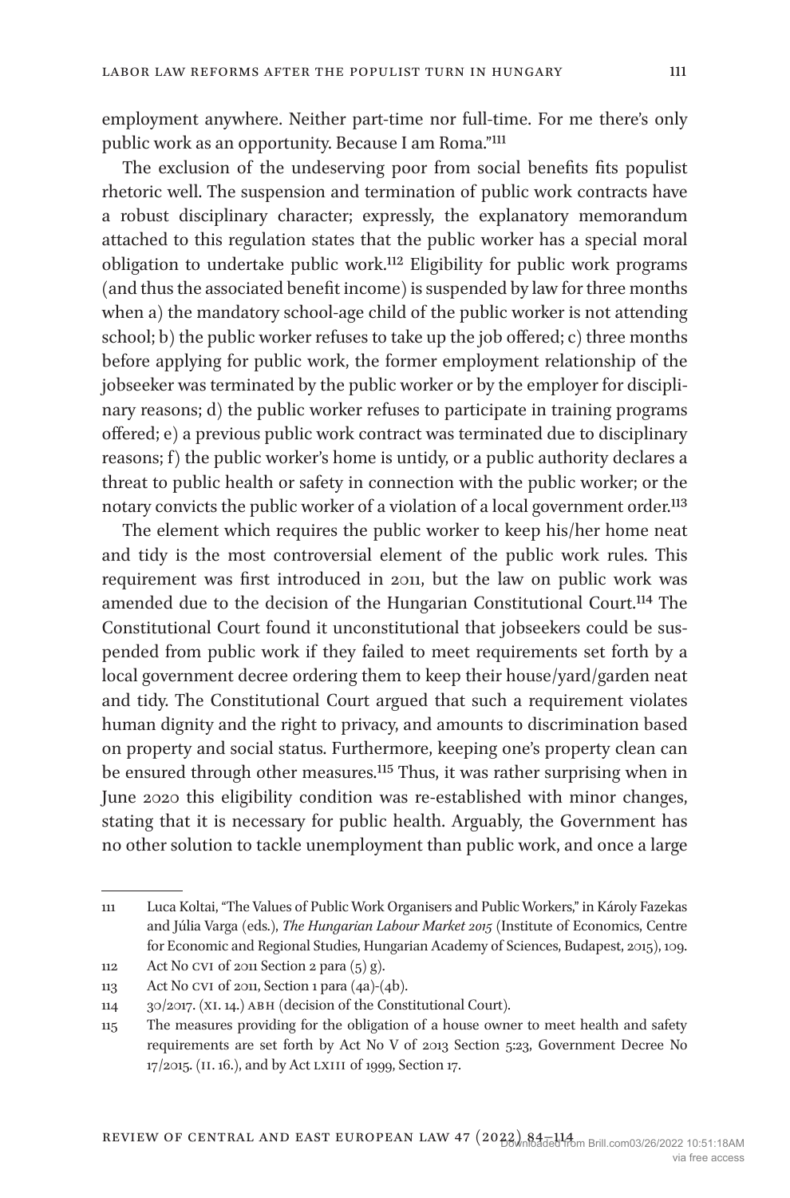employment anywhere. Neither part-time nor full-time. For me there's only public work as an opportunity. Because I am Roma."[111]

The exclusion of the undeserving poor from social benefits fits populist rhetoric well. The suspension and termination of public work contracts have a robust disciplinary character; expressly, the explanatory memorandum attached to this regulation states that the public worker has a special moral obligation to undertake public work.[112] Eligibility for public work programs (and thus the associated benefit income) is suspended by law for three months when a) the mandatory school-age child of the public worker is not attending school; b) the public worker refuses to take up the job offered; c) three months before applying for public work, the former employment relationship of the jobseeker was terminated by the public worker or by the employer for disciplinary reasons; d) the public worker refuses to participate in training programs offered; e) a previous public work contract was terminated due to disciplinary reasons; f) the public worker's home is untidy, or a public authority declares a threat to public health or safety in connection with the public worker; or the notary convicts the public worker of a violation of a local government order.[113]

The element which requires the public worker to keep his/her home neat and tidy is the most controversial element of the public work rules. This requirement was first introduced in 2011, but the law on public work was amended due to the decision of the Hungarian Constitutional Court.[114] The Constitutional Court found it unconstitutional that jobseekers could be suspended from public work if they failed to meet requirements set forth by a local government decree ordering them to keep their house/yard/garden neat and tidy. The Constitutional Court argued that such a requirement violates human dignity and the right to privacy, and amounts to discrimination based on property and social status. Furthermore, keeping one's property clean can be ensured through other measures.[115] Thus, it was rather surprising when in June 2020 this eligibility condition was re-established with minor changes, stating that it is necessary for public health. Arguably, the Government has no other solution to tackle unemployment than public work, and once a large

---

111 Luca Koltai, "The Values of Public Work Organisers and Public Workers," in Károly Fazekas and Júlia Varga (eds.), *The Hungarian Labour Market 2015* (Institute of Economics, Centre for Economic and Regional Studies, Hungarian Academy of Sciences, Budapest, 2015), 109.

112 Act No CVI of 2011 Section 2 para (5) g).

113 Act No CVI of 2011, Section 1 para (4a)-(4b).

114 30/2017. (XI. 14.) ABH (decision of the Constitutional Court).

115 The measures providing for the obligation of a house owner to meet health and safety requirements are set forth by Act No V of 2013 Section 5:23, Government Decree No 17/2015. (II. 16.), and by Act LXIII of 1999, Section 17.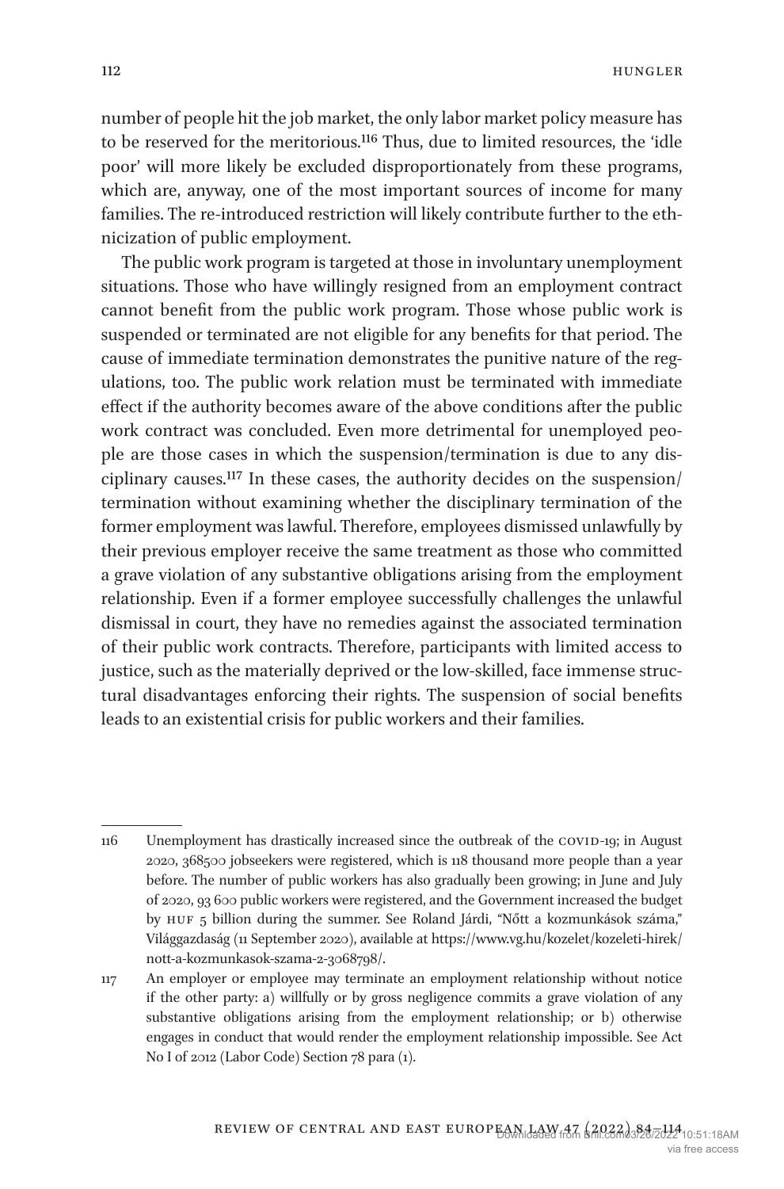number of people hit the job market, the only labor market policy measure has to be reserved for the meritorious.[116] Thus, due to limited resources, the 'idle poor' will more likely be excluded disproportionately from these programs, which are, anyway, one of the most important sources of income for many families. The re-introduced restriction will likely contribute further to the ethnicization of public employment.

The public work program is targeted at those in involuntary unemployment situations. Those who have willingly resigned from an employment contract cannot benefit from the public work program. Those whose public work is suspended or terminated are not eligible for any benefits for that period. The cause of immediate termination demonstrates the punitive nature of the regulations, too. The public work relation must be terminated with immediate effect if the authority becomes aware of the above conditions after the public work contract was concluded. Even more detrimental for unemployed people are those cases in which the suspension/termination is due to any disciplinary causes.[117] In these cases, the authority decides on the suspension/termination without examining whether the disciplinary termination of the former employment was lawful. Therefore, employees dismissed unlawfully by their previous employer receive the same treatment as those who committed a grave violation of any substantive obligations arising from the employment relationship. Even if a former employee successfully challenges the unlawful dismissal in court, they have no remedies against the associated termination of their public work contracts. Therefore, participants with limited access to justice, such as the materially deprived or the low-skilled, face immense structural disadvantages enforcing their rights. The suspension of social benefits leads to an existential crisis for public workers and their families.

---

116 Unemployment has drastically increased since the outbreak of the COVID-19; in August 2020, 368500 jobseekers were registered, which is 118 thousand more people than a year before. The number of public workers has also gradually been growing; in June and July of 2020, 93 600 public workers were registered, and the Government increased the budget by HUF 5 billion during the summer. See Roland Járdi, "Nőtt a kozmunkások száma," Világgazdaság (11 September 2020), available at https://www.vg.hu/kozelet/kozeleti-hirek/nott-a-kozmunkasok-szama-2-3068798/.

117 An employer or employee may terminate an employment relationship without notice if the other party: a) willfully or by gross negligence commits a grave violation of any substantive obligations arising from the employment relationship; or b) otherwise engages in conduct that would render the employment relationship impossible. See Act No I of 2012 (Labor Code) Section 78 para (1).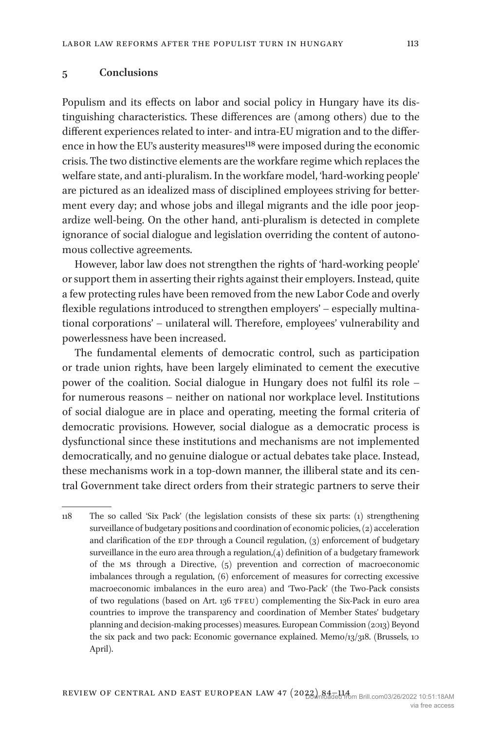## 5 Conclusions

Populism and its effects on labor and social policy in Hungary have its distinguishing characteristics. These differences are (among others) due to the different experiences related to inter- and intra-EU migration and to the difference in how the EU's austerity measures[118] were imposed during the economic crisis. The two distinctive elements are the workfare regime which replaces the welfare state, and anti-pluralism. In the workfare model, 'hard-working people' are pictured as an idealized mass of disciplined employees striving for betterment every day; and whose jobs and illegal migrants and the idle poor jeopardize well-being. On the other hand, anti-pluralism is detected in complete ignorance of social dialogue and legislation overriding the content of autonomous collective agreements.

However, labor law does not strengthen the rights of 'hard-working people' or support them in asserting their rights against their employers. Instead, quite a few protecting rules have been removed from the new Labor Code and overly flexible regulations introduced to strengthen employers' – especially multinational corporations' – unilateral will. Therefore, employees' vulnerability and powerlessness have been increased.

The fundamental elements of democratic control, such as participation or trade union rights, have been largely eliminated to cement the executive power of the coalition. Social dialogue in Hungary does not fulfil its role – for numerous reasons – neither on national nor workplace level. Institutions of social dialogue are in place and operating, meeting the formal criteria of democratic provisions. However, social dialogue as a democratic process is dysfunctional since these institutions and mechanisms are not implemented democratically, and no genuine dialogue or actual debates take place. Instead, these mechanisms work in a top-down manner, the illiberal state and its central Government take direct orders from their strategic partners to serve their

---

118 The so called 'Six Pack' (the legislation consists of these six parts: (1) strengthening surveillance of budgetary positions and coordination of economic policies, (2) acceleration and clarification of the EDP through a Council regulation, (3) enforcement of budgetary surveillance in the euro area through a regulation,(4) definition of a budgetary framework of the MS through a Directive, (5) prevention and correction of macroeconomic imbalances through a regulation, (6) enforcement of measures for correcting excessive macroeconomic imbalances in the euro area) and 'Two-Pack' (the Two-Pack consists of two regulations (based on Art. 136 TFEU) complementing the Six-Pack in euro area countries to improve the transparency and coordination of Member States' budgetary planning and decision-making processes) measures. European Commission (2013) Beyond the six pack and two pack: Economic governance explained. Memo/13/318. (Brussels, 10 April).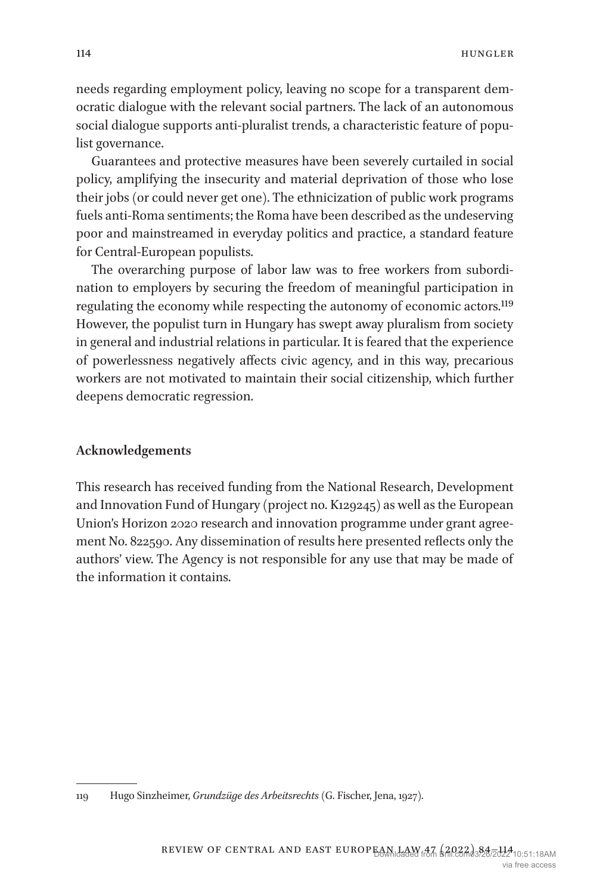needs regarding employment policy, leaving no scope for a transparent democratic dialogue with the relevant social partners. The lack of an autonomous social dialogue supports anti-pluralist trends, a characteristic feature of populist governance.

Guarantees and protective measures have been severely curtailed in social policy, amplifying the insecurity and material deprivation of those who lose their jobs (or could never get one). The ethnicization of public work programs fuels anti-Roma sentiments; the Roma have been described as the undeserving poor and mainstreamed in everyday politics and practice, a standard feature for Central-European populists.

The overarching purpose of labor law was to free workers from subordination to employers by securing the freedom of meaningful participation in regulating the economy while respecting the autonomy of economic actors.[119] However, the populist turn in Hungary has swept away pluralism from society in general and industrial relations in particular. It is feared that the experience of powerlessness negatively affects civic agency, and in this way, precarious workers are not motivated to maintain their social citizenship, which further deepens democratic regression.

## Acknowledgements

This research has received funding from the National Research, Development and Innovation Fund of Hungary (project no. K129245) as well as the European Union's Horizon 2020 research and innovation programme under grant agreement No. 822590. Any dissemination of results here presented reflects only the authors' view. The Agency is not responsible for any use that may be made of the information it contains.

---

119 Hugo Sinzheimer, *Grundzüge des Arbeitsrechts* (G. Fischer, Jena, 1927).